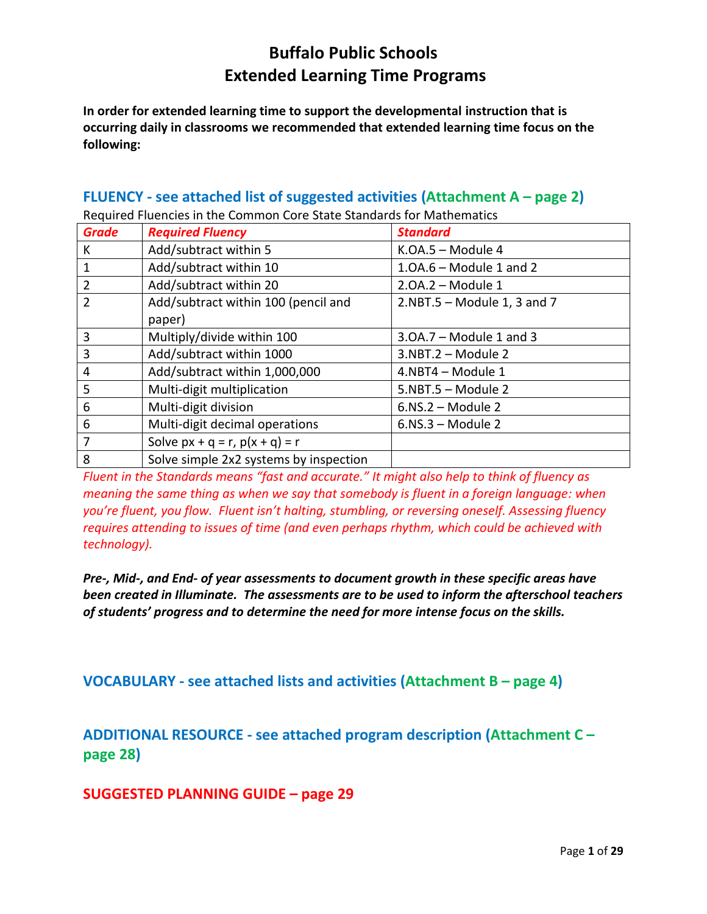# Buffalo Public Schools
# Extended Learning Time Programs

**In order for extended learning time to support the developmental instruction that is occurring daily in classrooms we recommended that extended learning time focus on the following:**

## FLUENCY - see attached list of suggested activities (Attachment A – page 2)

Required Fluencies in the Common Core State Standards for Mathematics

| ***Grade*** | ***Required Fluency*** | ***Standard*** |
|---|---|---|
| K | Add/subtract within 5 | K.OA.5 – Module 4 |
| 1 | Add/subtract within 10 | 1.OA.6 – Module 1 and 2 |
| 2 | Add/subtract within 20 | 2.OA.2 – Module 1 |
| 2 | Add/subtract within 100 (pencil and paper) | 2.NBT.5 – Module 1, 3 and 7 |
| 3 | Multiply/divide within 100 | 3.OA.7 – Module 1 and 3 |
| 3 | Add/subtract within 1000 | 3.NBT.2 – Module 2 |
| 4 | Add/subtract within 1,000,000 | 4.NBT4 – Module 1 |
| 5 | Multi-digit multiplication | 5.NBT.5 – Module 2 |
| 6 | Multi-digit division | 6.NS.2 – Module 2 |
| 6 | Multi-digit decimal operations | 6.NS.3 – Module 2 |
| 7 | Solve $px + q = r$, $p(x + q) = r$ | |
| 8 | Solve simple 2x2 systems by inspection | |

*Fluent in the Standards means "fast and accurate." It might also help to think of fluency as meaning the same thing as when we say that somebody is fluent in a foreign language: when you're fluent, you flow. Fluent isn't halting, stumbling, or reversing oneself. Assessing fluency requires attending to issues of time (and even perhaps rhythm, which could be achieved with technology).*

***Pre-, Mid-, and End- of year assessments to document growth in these specific areas have been created in Illuminate. The assessments are to be used to inform the afterschool teachers of students' progress and to determine the need for more intense focus on the skills.***

## VOCABULARY - see attached lists and activities (Attachment B – page 4)

## ADDITIONAL RESOURCE - see attached program description (Attachment C – page 28)

## SUGGESTED PLANNING GUIDE – page 29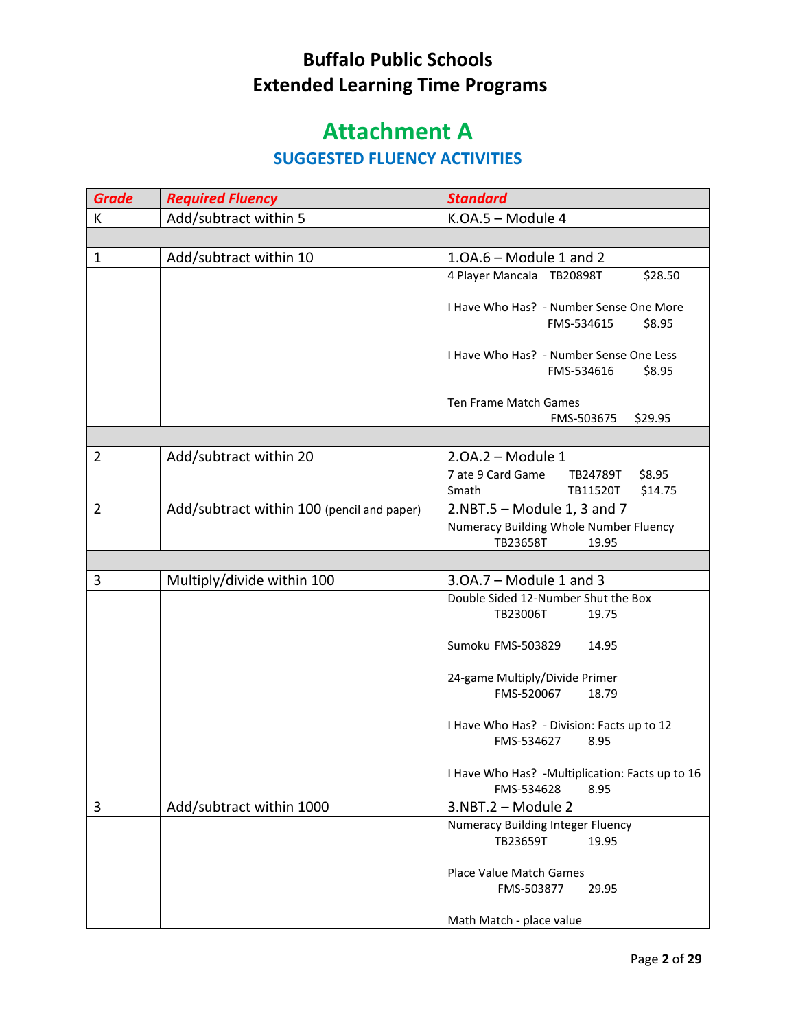# Buffalo Public Schools
# Extended Learning Time Programs

## Attachment A

### SUGGESTED FLUENCY ACTIVITIES

| *Grade* | *Required Fluency* | *Standard* |
|---|---|---|
| K | Add/subtract within 5 | K.OA.5 – Module 4 |
| | | |
| 1 | Add/subtract within 10 | 1.OA.6 – Module 1 and 2 |
| | | 4 Player Mancala TB20898T $28.50<br><br>I Have Who Has? - Number Sense One More FMS-534615 $8.95<br><br>I Have Who Has? - Number Sense One Less FMS-534616 $8.95<br><br>Ten Frame Match Games FMS-503675 $29.95 |
| | | |
| 2 | Add/subtract within 20 | 2.OA.2 – Module 1 |
| | | 7 ate 9 Card Game TB24789T $8.95<br>Smath TB11520T $14.75 |
| 2 | Add/subtract within 100 (pencil and paper) | 2.NBT.5 – Module 1, 3 and 7 |
| | | Numeracy Building Whole Number Fluency TB23658T 19.95 |
| | | |
| 3 | Multiply/divide within 100 | 3.OA.7 – Module 1 and 3 |
| | | Double Sided 12-Number Shut the Box TB23006T 19.75<br><br>Sumoku FMS-503829 14.95<br><br>24-game Multiply/Divide Primer FMS-520067 18.79<br><br>I Have Who Has? - Division: Facts up to 12 FMS-534627 8.95<br><br>I Have Who Has? -Multiplication: Facts up to 16 FMS-534628 8.95 |
| 3 | Add/subtract within 1000 | 3.NBT.2 – Module 2 |
| | | Numeracy Building Integer Fluency TB23659T 19.95<br><br>Place Value Match Games FMS-503877 29.95<br><br>Math Match - place value |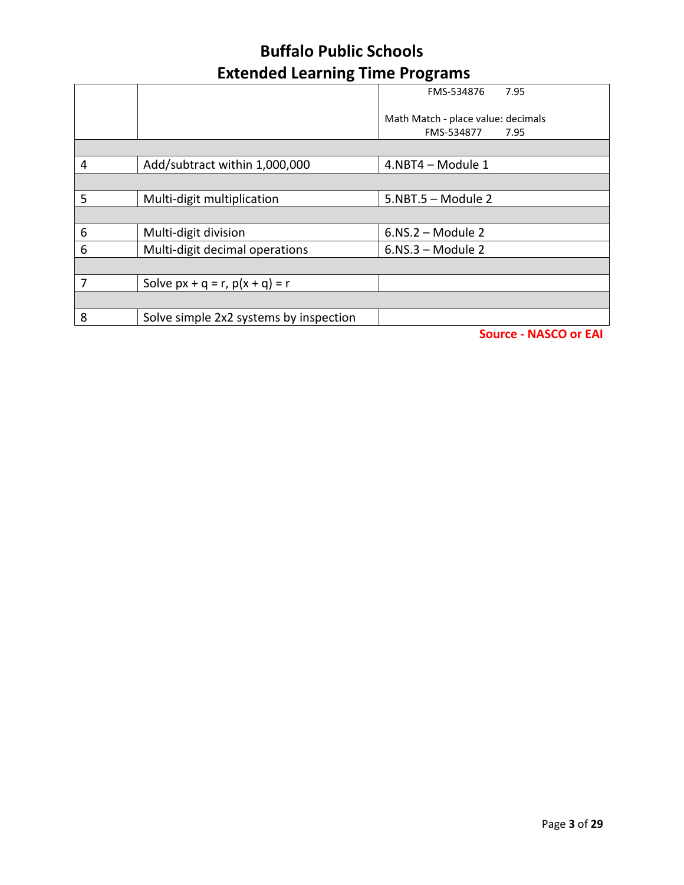# Buffalo Public Schools
## Extended Learning Time Programs

| | | |
|---|---|---|
| | | FMS-534876 7.95<br><br>Math Match - place value: decimals<br>FMS-534877 7.95 |
| | | |
| 4 | Add/subtract within 1,000,000 | 4.NBT4 – Module 1 |
| | | |
| 5 | Multi-digit multiplication | 5.NBT.5 – Module 2 |
| | | |
| 6 | Multi-digit division | 6.NS.2 – Module 2 |
| 6 | Multi-digit decimal operations | 6.NS.3 – Module 2 |
| | | |
| 7 | Solve $px + q = r$, $p(x + q) = r$ | |
| | | |
| 8 | Solve simple 2x2 systems by inspection | |

**Source - NASCO or EAI**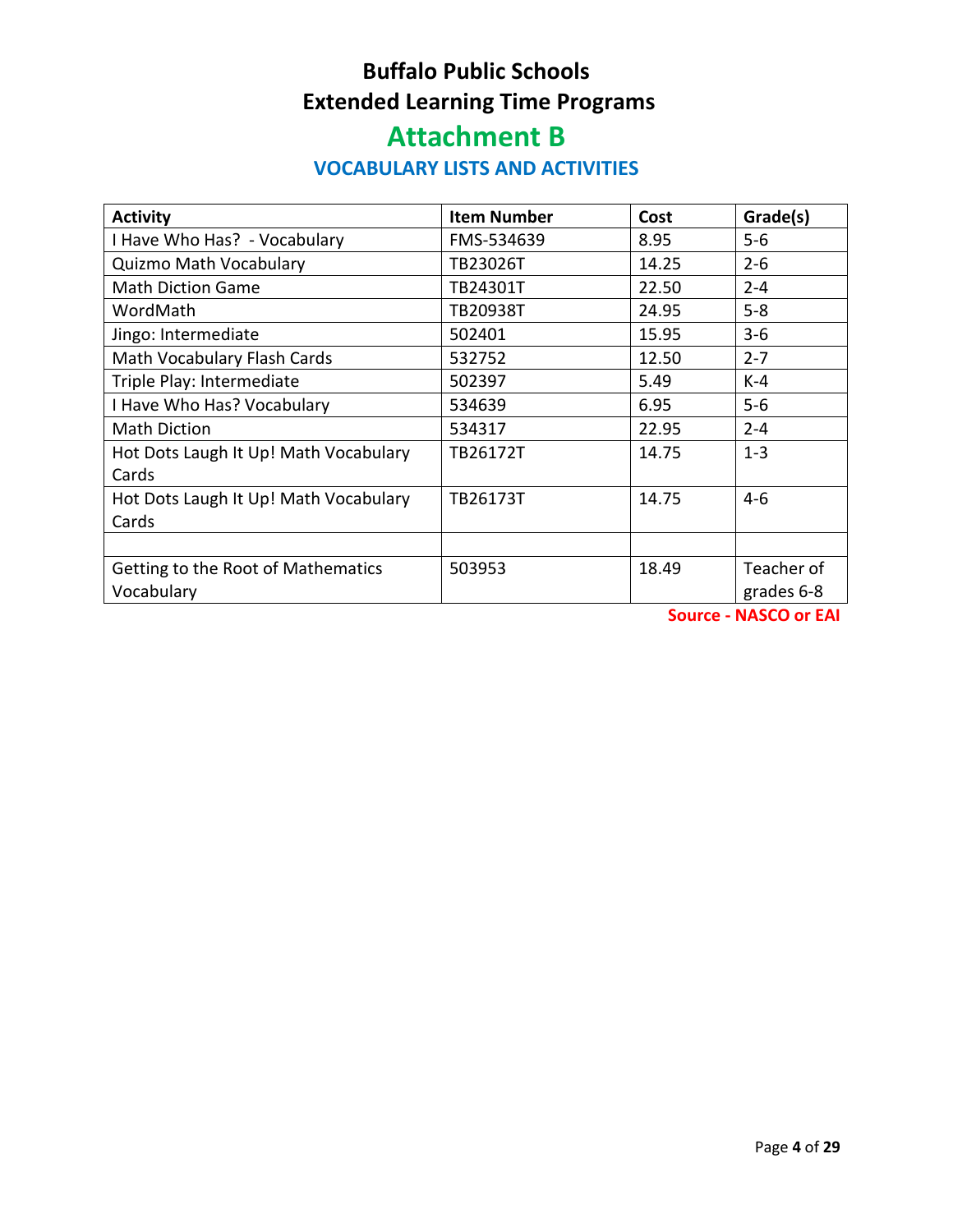# Buffalo Public Schools

# Extended Learning Time Programs

## Attachment B

### VOCABULARY LISTS AND ACTIVITIES

| Activity | Item Number | Cost | Grade(s) |
|---|---|---|---|
| I Have Who Has?  - Vocabulary | FMS-534639 | 8.95 | 5-6 |
| Quizmo Math Vocabulary | TB23026T | 14.25 | 2-6 |
| Math Diction Game | TB24301T | 22.50 | 2-4 |
| WordMath | TB20938T | 24.95 | 5-8 |
| Jingo: Intermediate | 502401 | 15.95 | 3-6 |
| Math Vocabulary Flash Cards | 532752 | 12.50 | 2-7 |
| Triple Play: Intermediate | 502397 | 5.49 | K-4 |
| I Have Who Has? Vocabulary | 534639 | 6.95 | 5-6 |
| Math Diction | 534317 | 22.95 | 2-4 |
| Hot Dots Laugh It Up! Math Vocabulary Cards | TB26172T | 14.75 | 1-3 |
| Hot Dots Laugh It Up! Math Vocabulary Cards | TB26173T | 14.75 | 4-6 |
| | | | |
| Getting to the Root of Mathematics Vocabulary | 503953 | 18.49 | Teacher of grades 6-8 |

**Source - NASCO or EAI**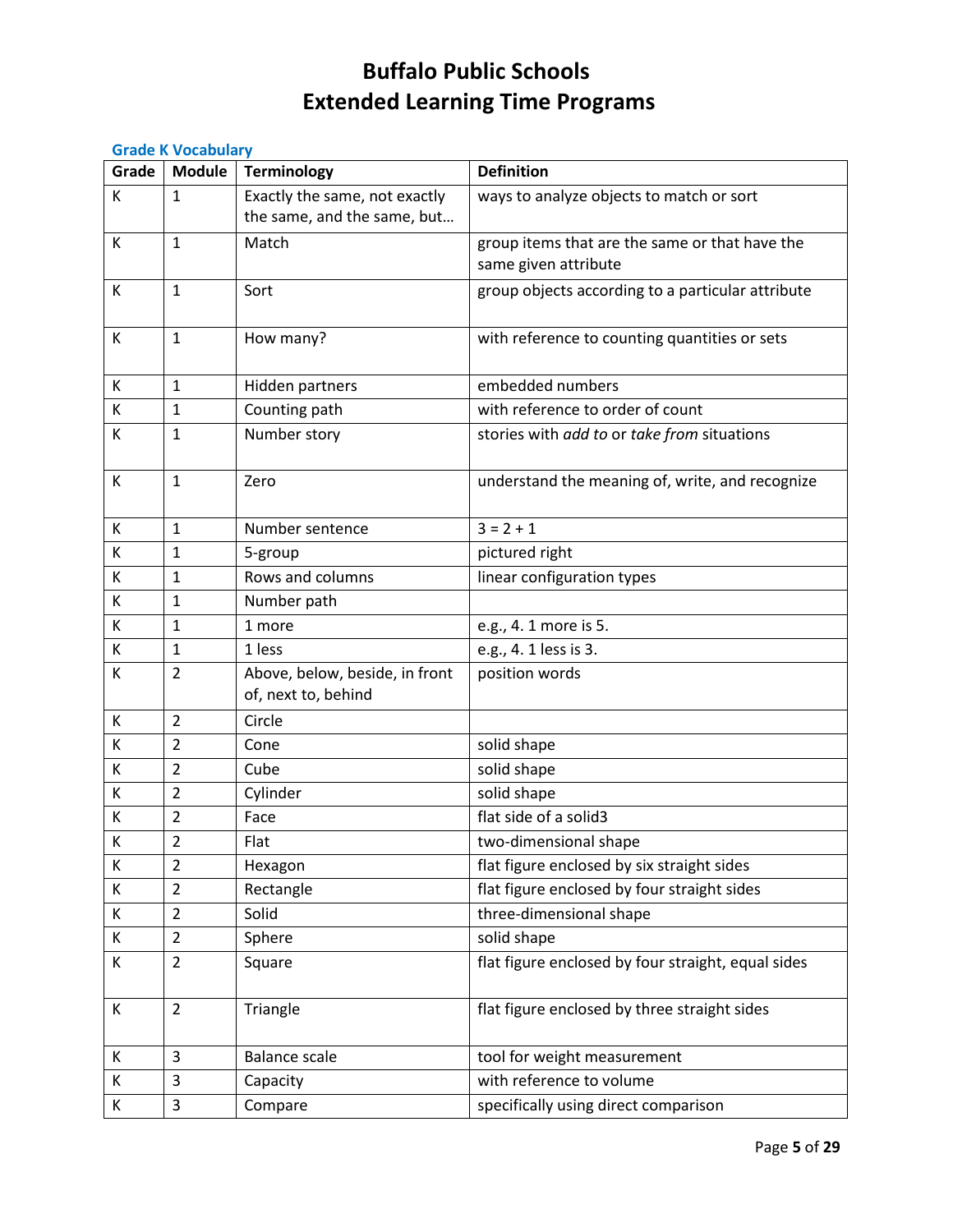# Buffalo Public Schools
# Extended Learning Time Programs

### Grade K Vocabulary

| Grade | Module | Terminology | Definition |
|---|---|---|---|
| K | 1 | Exactly the same, not exactly the same, and the same, but… | ways to analyze objects to match or sort |
| K | 1 | Match | group items that are the same or that have the same given attribute |
| K | 1 | Sort | group objects according to a particular attribute |
| K | 1 | How many? | with reference to counting quantities or sets |
| K | 1 | Hidden partners | embedded numbers |
| K | 1 | Counting path | with reference to order of count |
| K | 1 | Number story | stories with *add to* or *take from* situations |
| K | 1 | Zero | understand the meaning of, write, and recognize |
| K | 1 | Number sentence | 3 = 2 + 1 |
| K | 1 | 5-group | pictured right |
| K | 1 | Rows and columns | linear configuration types |
| K | 1 | Number path | |
| K | 1 | 1 more | e.g., 4. 1 more is 5. |
| K | 1 | 1 less | e.g., 4. 1 less is 3. |
| K | 2 | Above, below, beside, in front of, next to, behind | position words |
| K | 2 | Circle | |
| K | 2 | Cone | solid shape |
| K | 2 | Cube | solid shape |
| K | 2 | Cylinder | solid shape |
| K | 2 | Face | flat side of a solid3 |
| K | 2 | Flat | two-dimensional shape |
| K | 2 | Hexagon | flat figure enclosed by six straight sides |
| K | 2 | Rectangle | flat figure enclosed by four straight sides |
| K | 2 | Solid | three-dimensional shape |
| K | 2 | Sphere | solid shape |
| K | 2 | Square | flat figure enclosed by four straight, equal sides |
| K | 2 | Triangle | flat figure enclosed by three straight sides |
| K | 3 | Balance scale | tool for weight measurement |
| K | 3 | Capacity | with reference to volume |
| K | 3 | Compare | specifically using direct comparison |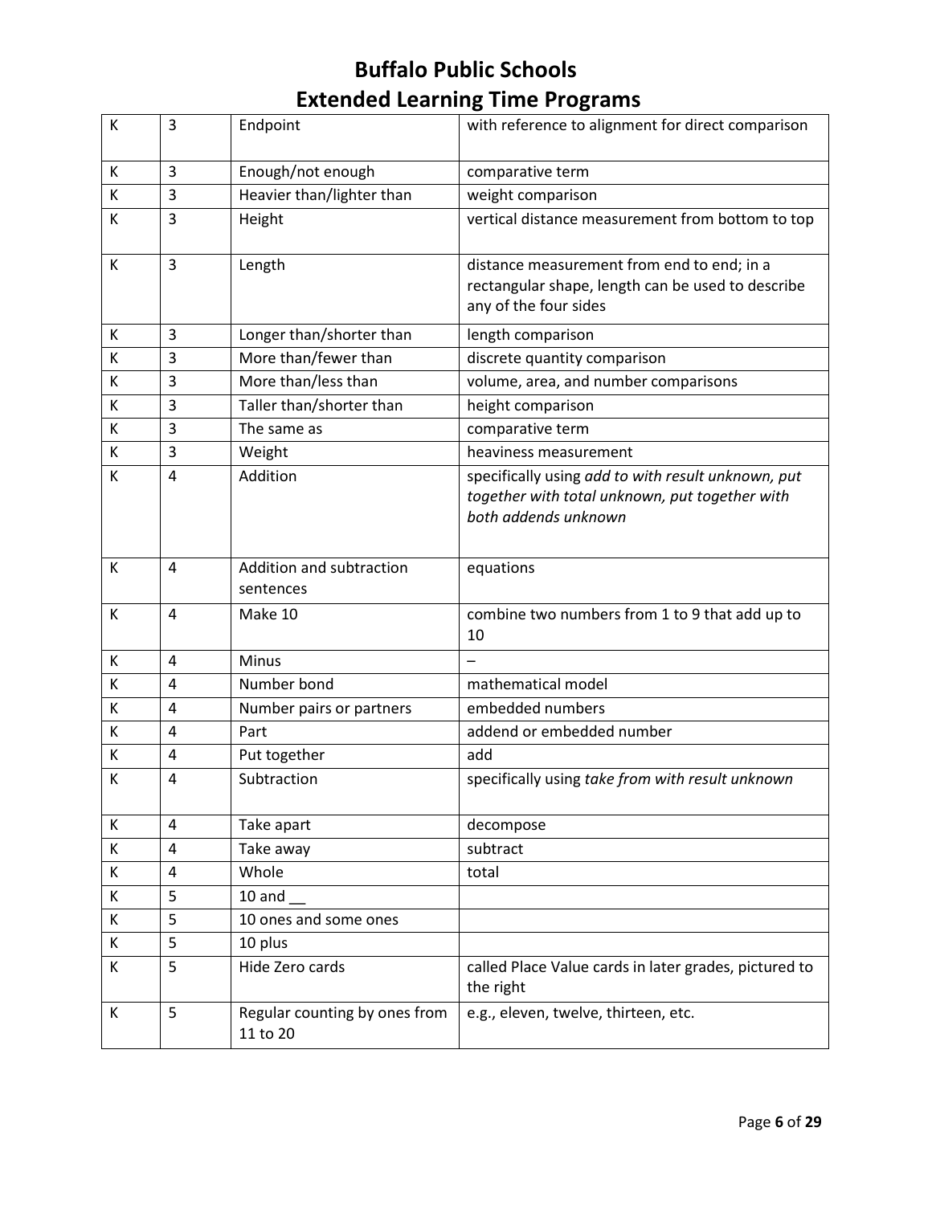# Buffalo Public Schools
# Extended Learning Time Programs

| | | | |
|---|---|---|---|
| K | 3 | Endpoint | with reference to alignment for direct comparison |
| K | 3 | Enough/not enough | comparative term |
| K | 3 | Heavier than/lighter than | weight comparison |
| K | 3 | Height | vertical distance measurement from bottom to top |
| K | 3 | Length | distance measurement from end to end; in a rectangular shape, length can be used to describe any of the four sides |
| K | 3 | Longer than/shorter than | length comparison |
| K | 3 | More than/fewer than | discrete quantity comparison |
| K | 3 | More than/less than | volume, area, and number comparisons |
| K | 3 | Taller than/shorter than | height comparison |
| K | 3 | The same as | comparative term |
| K | 3 | Weight | heaviness measurement |
| K | 4 | Addition | specifically using *add to with result unknown, put together with total unknown, put together with both addends unknown* |
| K | 4 | Addition and subtraction sentences | equations |
| K | 4 | Make 10 | combine two numbers from 1 to 9 that add up to 10 |
| K | 4 | Minus | – |
| K | 4 | Number bond | mathematical model |
| K | 4 | Number pairs or partners | embedded numbers |
| K | 4 | Part | addend or embedded number |
| K | 4 | Put together | add |
| K | 4 | Subtraction | specifically using *take from with result unknown* |
| K | 4 | Take apart | decompose |
| K | 4 | Take away | subtract |
| K | 4 | Whole | total |
| K | 5 | 10 and __ | |
| K | 5 | 10 ones and some ones | |
| K | 5 | 10 plus | |
| K | 5 | Hide Zero cards | called Place Value cards in later grades, pictured to the right |
| K | 5 | Regular counting by ones from 11 to 20 | e.g., eleven, twelve, thirteen, etc. |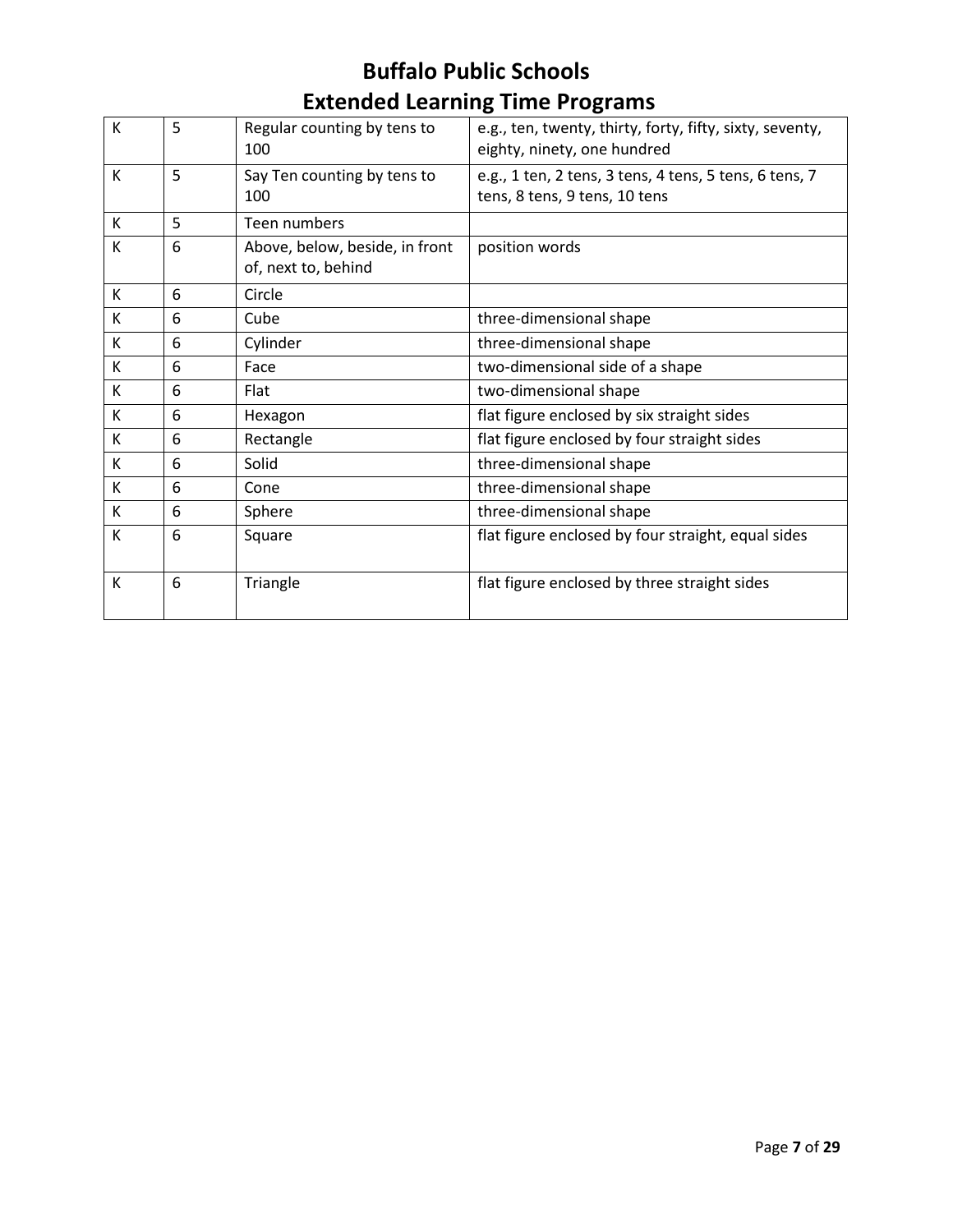# Buffalo Public Schools
# Extended Learning Time Programs

| | | | |
|---|---|---|---|
| K | 5 | Regular counting by tens to 100 | e.g., ten, twenty, thirty, forty, fifty, sixty, seventy, eighty, ninety, one hundred |
| K | 5 | Say Ten counting by tens to 100 | e.g., 1 ten, 2 tens, 3 tens, 4 tens, 5 tens, 6 tens, 7 tens, 8 tens, 9 tens, 10 tens |
| K | 5 | Teen numbers | |
| K | 6 | Above, below, beside, in front of, next to, behind | position words |
| K | 6 | Circle | |
| K | 6 | Cube | three-dimensional shape |
| K | 6 | Cylinder | three-dimensional shape |
| K | 6 | Face | two-dimensional side of a shape |
| K | 6 | Flat | two-dimensional shape |
| K | 6 | Hexagon | flat figure enclosed by six straight sides |
| K | 6 | Rectangle | flat figure enclosed by four straight sides |
| K | 6 | Solid | three-dimensional shape |
| K | 6 | Cone | three-dimensional shape |
| K | 6 | Sphere | three-dimensional shape |
| K | 6 | Square | flat figure enclosed by four straight, equal sides |
| K | 6 | Triangle | flat figure enclosed by three straight sides |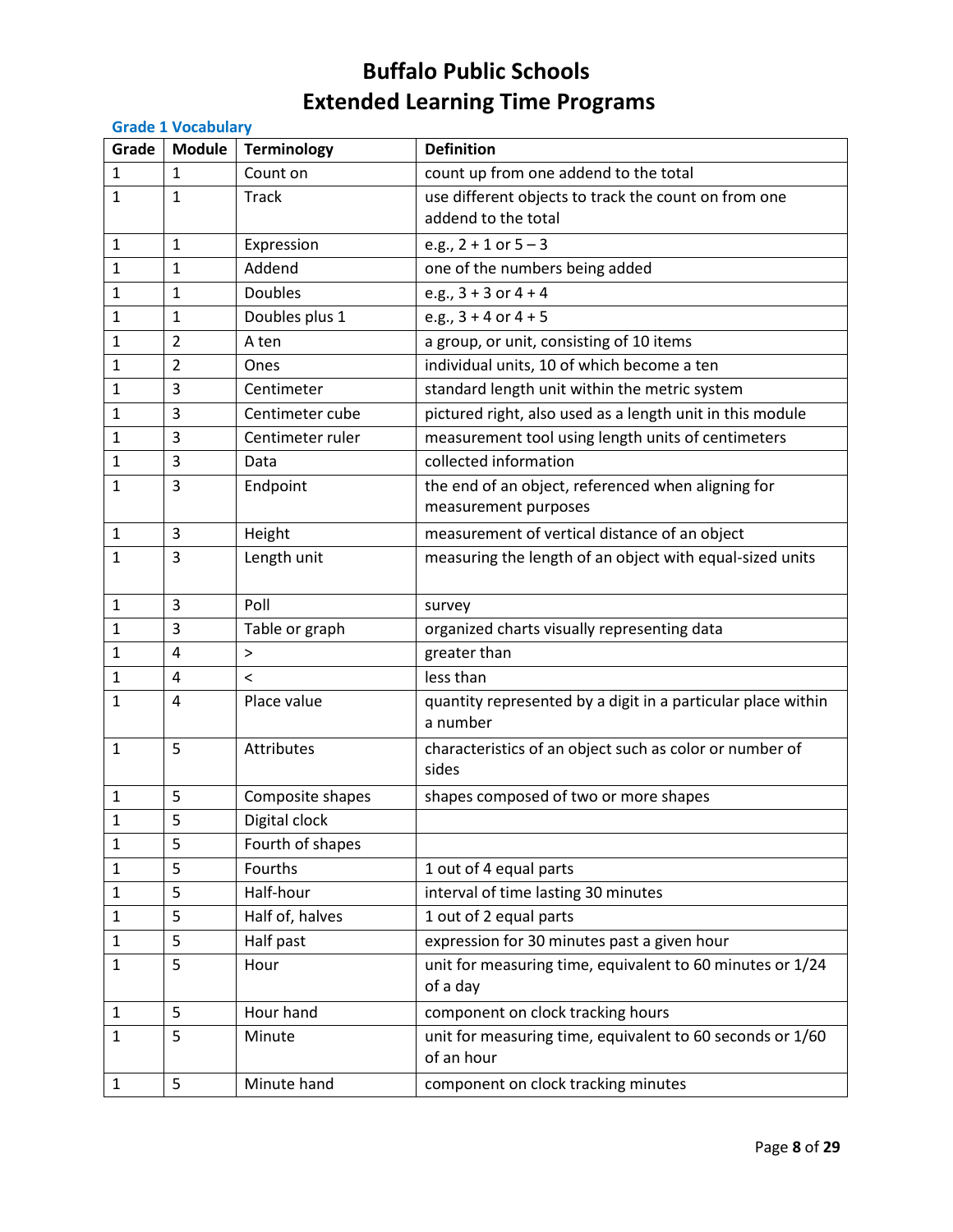# Buffalo Public Schools
# Extended Learning Time Programs

### Grade 1 Vocabulary

| Grade | Module | Terminology | Definition |
|---|---|---|---|
| 1 | 1 | Count on | count up from one addend to the total |
| 1 | 1 | Track | use different objects to track the count on from one addend to the total |
| 1 | 1 | Expression | e.g., 2 + 1 or 5 – 3 |
| 1 | 1 | Addend | one of the numbers being added |
| 1 | 1 | Doubles | e.g., 3 + 3 or 4 + 4 |
| 1 | 1 | Doubles plus 1 | e.g., 3 + 4 or 4 + 5 |
| 1 | 2 | A ten | a group, or unit, consisting of 10 items |
| 1 | 2 | Ones | individual units, 10 of which become a ten |
| 1 | 3 | Centimeter | standard length unit within the metric system |
| 1 | 3 | Centimeter cube | pictured right, also used as a length unit in this module |
| 1 | 3 | Centimeter ruler | measurement tool using length units of centimeters |
| 1 | 3 | Data | collected information |
| 1 | 3 | Endpoint | the end of an object, referenced when aligning for measurement purposes |
| 1 | 3 | Height | measurement of vertical distance of an object |
| 1 | 3 | Length unit | measuring the length of an object with equal-sized units |
| 1 | 3 | Poll | survey |
| 1 | 3 | Table or graph | organized charts visually representing data |
| 1 | 4 | > | greater than |
| 1 | 4 | < | less than |
| 1 | 4 | Place value | quantity represented by a digit in a particular place within a number |
| 1 | 5 | Attributes | characteristics of an object such as color or number of sides |
| 1 | 5 | Composite shapes | shapes composed of two or more shapes |
| 1 | 5 | Digital clock | |
| 1 | 5 | Fourth of shapes | |
| 1 | 5 | Fourths | 1 out of 4 equal parts |
| 1 | 5 | Half-hour | interval of time lasting 30 minutes |
| 1 | 5 | Half of, halves | 1 out of 2 equal parts |
| 1 | 5 | Half past | expression for 30 minutes past a given hour |
| 1 | 5 | Hour | unit for measuring time, equivalent to 60 minutes or 1/24 of a day |
| 1 | 5 | Hour hand | component on clock tracking hours |
| 1 | 5 | Minute | unit for measuring time, equivalent to 60 seconds or 1/60 of an hour |
| 1 | 5 | Minute hand | component on clock tracking minutes |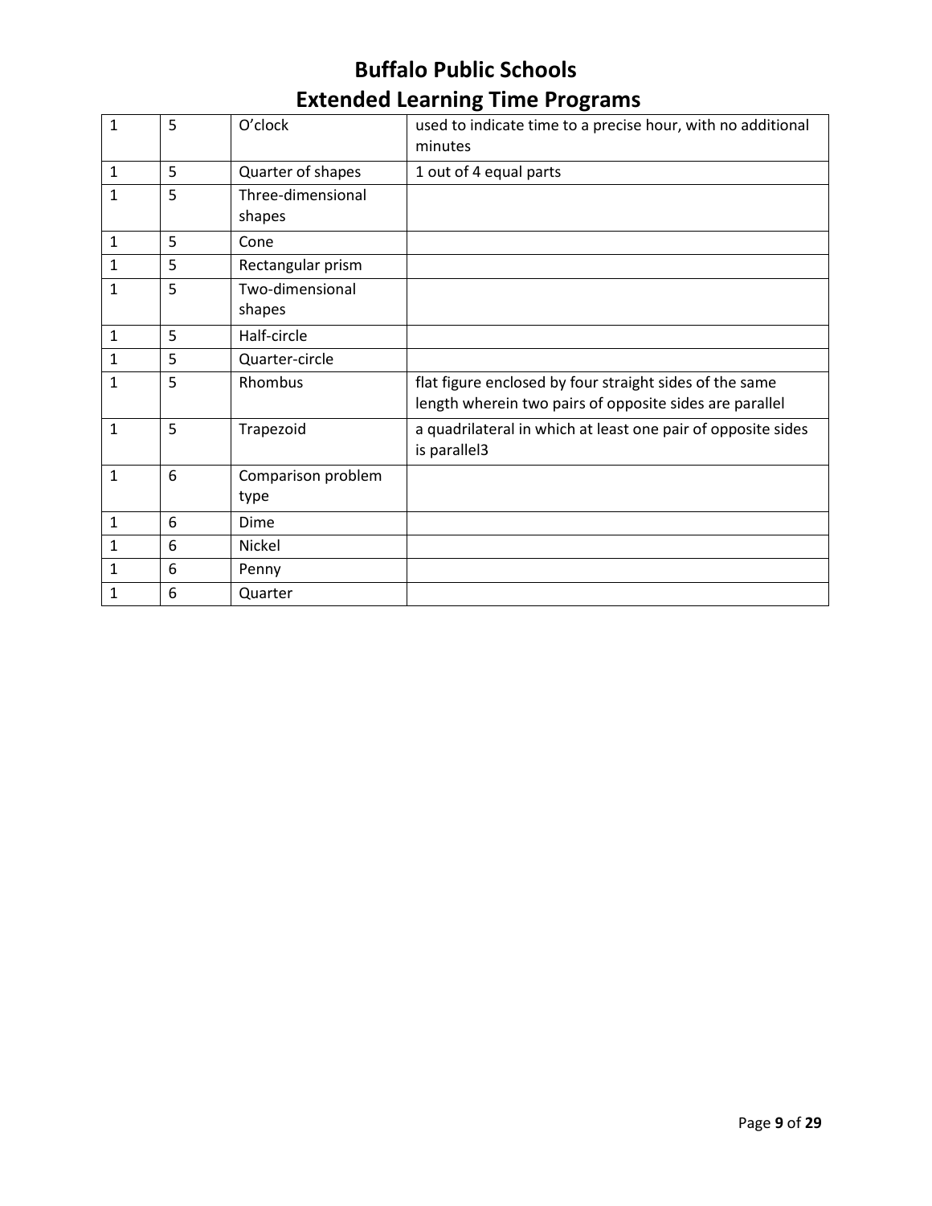# Buffalo Public Schools
# Extended Learning Time Programs

| | | | |
|---|---|---|---|
| 1 | 5 | O'clock | used to indicate time to a precise hour, with no additional minutes |
| 1 | 5 | Quarter of shapes | 1 out of 4 equal parts |
| 1 | 5 | Three-dimensional shapes | |
| 1 | 5 | Cone | |
| 1 | 5 | Rectangular prism | |
| 1 | 5 | Two-dimensional shapes | |
| 1 | 5 | Half-circle | |
| 1 | 5 | Quarter-circle | |
| 1 | 5 | Rhombus | flat figure enclosed by four straight sides of the same length wherein two pairs of opposite sides are parallel |
| 1 | 5 | Trapezoid | a quadrilateral in which at least one pair of opposite sides is parallel3 |
| 1 | 6 | Comparison problem type | |
| 1 | 6 | Dime | |
| 1 | 6 | Nickel | |
| 1 | 6 | Penny | |
| 1 | 6 | Quarter | |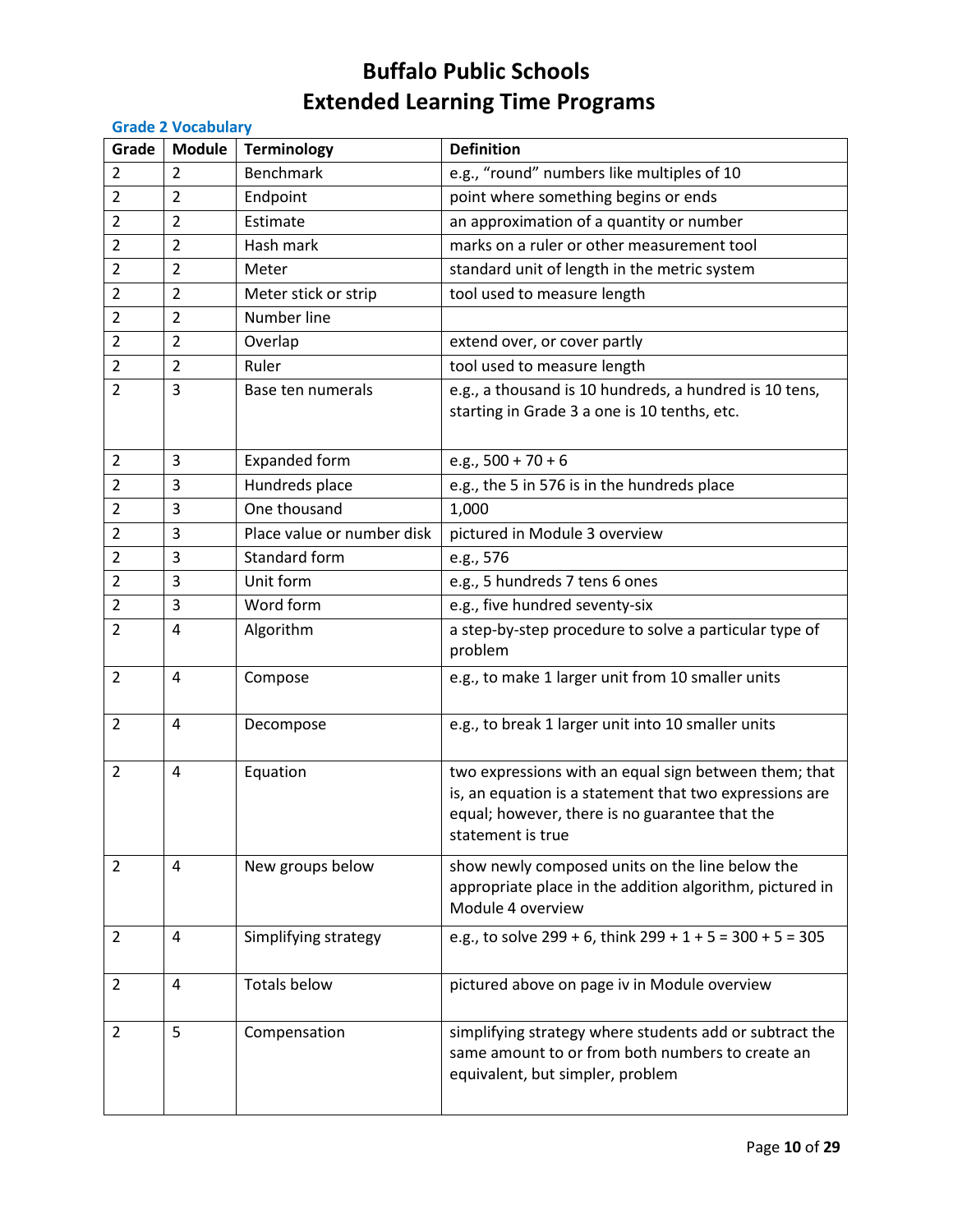# Buffalo Public Schools
# Extended Learning Time Programs

### Grade 2 Vocabulary

| Grade | Module | Terminology | Definition |
|---|---|---|---|
| 2 | 2 | Benchmark | e.g., "round" numbers like multiples of 10 |
| 2 | 2 | Endpoint | point where something begins or ends |
| 2 | 2 | Estimate | an approximation of a quantity or number |
| 2 | 2 | Hash mark | marks on a ruler or other measurement tool |
| 2 | 2 | Meter | standard unit of length in the metric system |
| 2 | 2 | Meter stick or strip | tool used to measure length |
| 2 | 2 | Number line | |
| 2 | 2 | Overlap | extend over, or cover partly |
| 2 | 2 | Ruler | tool used to measure length |
| 2 | 3 | Base ten numerals | e.g., a thousand is 10 hundreds, a hundred is 10 tens, starting in Grade 3 a one is 10 tenths, etc. |
| 2 | 3 | Expanded form | e.g., 500 + 70 + 6 |
| 2 | 3 | Hundreds place | e.g., the 5 in 576 is in the hundreds place |
| 2 | 3 | One thousand | 1,000 |
| 2 | 3 | Place value or number disk | pictured in Module 3 overview |
| 2 | 3 | Standard form | e.g., 576 |
| 2 | 3 | Unit form | e.g., 5 hundreds 7 tens 6 ones |
| 2 | 3 | Word form | e.g., five hundred seventy-six |
| 2 | 4 | Algorithm | a step-by-step procedure to solve a particular type of problem |
| 2 | 4 | Compose | e.g., to make 1 larger unit from 10 smaller units |
| 2 | 4 | Decompose | e.g., to break 1 larger unit into 10 smaller units |
| 2 | 4 | Equation | two expressions with an equal sign between them; that is, an equation is a statement that two expressions are equal; however, there is no guarantee that the statement is true |
| 2 | 4 | New groups below | show newly composed units on the line below the appropriate place in the addition algorithm, pictured in Module 4 overview |
| 2 | 4 | Simplifying strategy | e.g., to solve 299 + 6, think 299 + 1 + 5 = 300 + 5 = 305 |
| 2 | 4 | Totals below | pictured above on page iv in Module overview |
| 2 | 5 | Compensation | simplifying strategy where students add or subtract the same amount to or from both numbers to create an equivalent, but simpler, problem |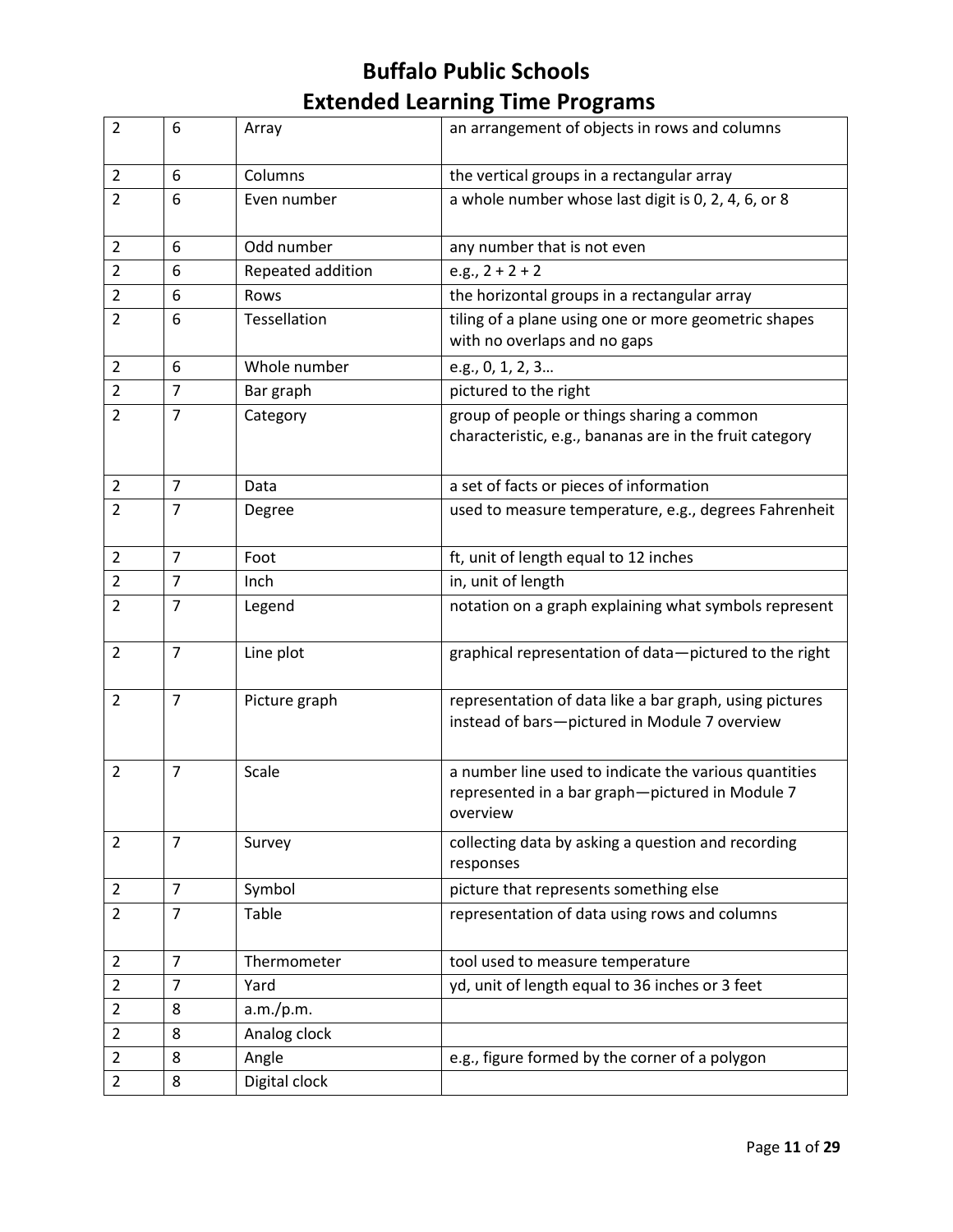# Buffalo Public Schools
# Extended Learning Time Programs

| | | | |
|---|---|---|---|
| 2 | 6 | Array | an arrangement of objects in rows and columns |
| 2 | 6 | Columns | the vertical groups in a rectangular array |
| 2 | 6 | Even number | a whole number whose last digit is 0, 2, 4, 6, or 8 |
| 2 | 6 | Odd number | any number that is not even |
| 2 | 6 | Repeated addition | e.g., 2 + 2 + 2 |
| 2 | 6 | Rows | the horizontal groups in a rectangular array |
| 2 | 6 | Tessellation | tiling of a plane using one or more geometric shapes with no overlaps and no gaps |
| 2 | 6 | Whole number | e.g., 0, 1, 2, 3… |
| 2 | 7 | Bar graph | pictured to the right |
| 2 | 7 | Category | group of people or things sharing a common characteristic, e.g., bananas are in the fruit category |
| 2 | 7 | Data | a set of facts or pieces of information |
| 2 | 7 | Degree | used to measure temperature, e.g., degrees Fahrenheit |
| 2 | 7 | Foot | ft, unit of length equal to 12 inches |
| 2 | 7 | Inch | in, unit of length |
| 2 | 7 | Legend | notation on a graph explaining what symbols represent |
| 2 | 7 | Line plot | graphical representation of data—pictured to the right |
| 2 | 7 | Picture graph | representation of data like a bar graph, using pictures instead of bars—pictured in Module 7 overview |
| 2 | 7 | Scale | a number line used to indicate the various quantities represented in a bar graph—pictured in Module 7 overview |
| 2 | 7 | Survey | collecting data by asking a question and recording responses |
| 2 | 7 | Symbol | picture that represents something else |
| 2 | 7 | Table | representation of data using rows and columns |
| 2 | 7 | Thermometer | tool used to measure temperature |
| 2 | 7 | Yard | yd, unit of length equal to 36 inches or 3 feet |
| 2 | 8 | a.m./p.m. | |
| 2 | 8 | Analog clock | |
| 2 | 8 | Angle | e.g., figure formed by the corner of a polygon |
| 2 | 8 | Digital clock | |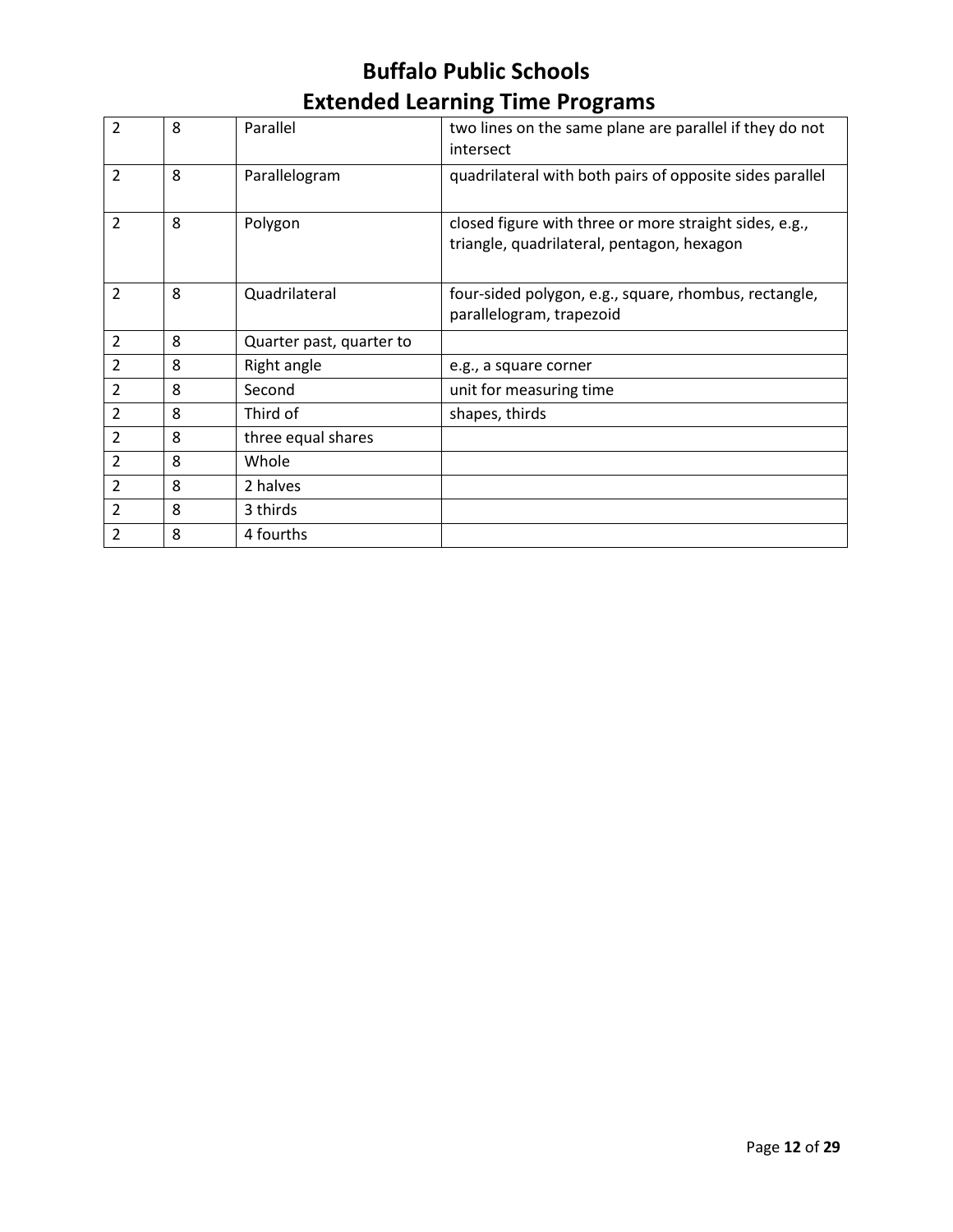| | | | |
|---|---|---|---|
| 2 | 8 | Parallel | two lines on the same plane are parallel if they do not intersect |
| 2 | 8 | Parallelogram | quadrilateral with both pairs of opposite sides parallel |
| 2 | 8 | Polygon | closed figure with three or more straight sides, e.g., triangle, quadrilateral, pentagon, hexagon |
| 2 | 8 | Quadrilateral | four-sided polygon, e.g., square, rhombus, rectangle, parallelogram, trapezoid |
| 2 | 8 | Quarter past, quarter to | |
| 2 | 8 | Right angle | e.g., a square corner |
| 2 | 8 | Second | unit for measuring time |
| 2 | 8 | Third of | shapes, thirds |
| 2 | 8 | three equal shares | |
| 2 | 8 | Whole | |
| 2 | 8 | 2 halves | |
| 2 | 8 | 3 thirds | |
| 2 | 8 | 4 fourths | |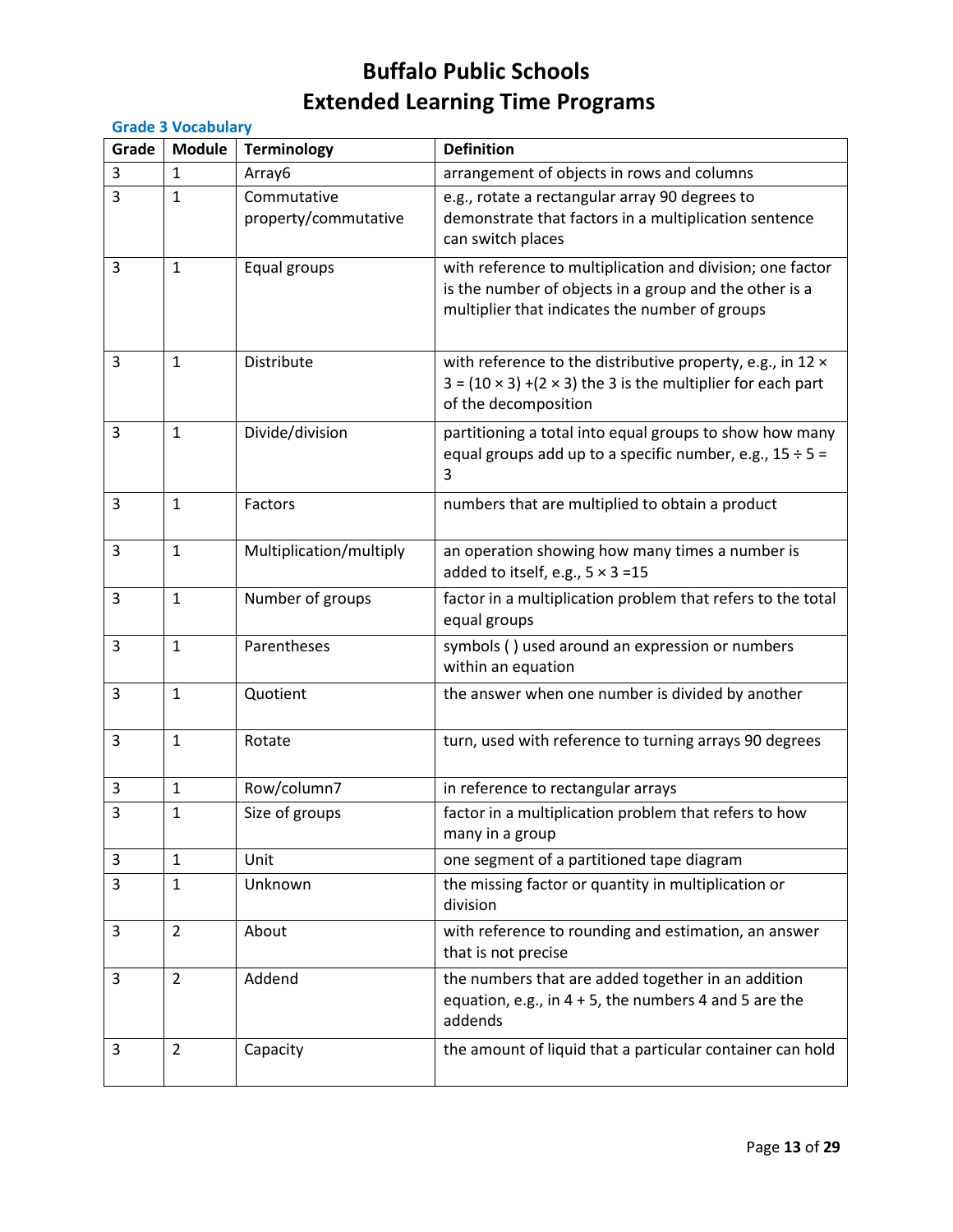# Buffalo Public Schools
# Extended Learning Time Programs

### Grade 3 Vocabulary

| Grade | Module | Terminology | Definition |
|---|---|---|---|
| 3 | 1 | Array6 | arrangement of objects in rows and columns |
| 3 | 1 | Commutative property/commutative | e.g., rotate a rectangular array 90 degrees to demonstrate that factors in a multiplication sentence can switch places |
| 3 | 1 | Equal groups | with reference to multiplication and division; one factor is the number of objects in a group and the other is a multiplier that indicates the number of groups |
| 3 | 1 | Distribute | with reference to the distributive property, e.g., in $12 \times 3 = (10 \times 3) + (2 \times 3)$ the 3 is the multiplier for each part of the decomposition |
| 3 | 1 | Divide/division | partitioning a total into equal groups to show how many equal groups add up to a specific number, e.g., $15 \div 5 = 3$ |
| 3 | 1 | Factors | numbers that are multiplied to obtain a product |
| 3 | 1 | Multiplication/multiply | an operation showing how many times a number is added to itself, e.g., $5 \times 3 = 15$ |
| 3 | 1 | Number of groups | factor in a multiplication problem that refers to the total equal groups |
| 3 | 1 | Parentheses | symbols ( ) used around an expression or numbers within an equation |
| 3 | 1 | Quotient | the answer when one number is divided by another |
| 3 | 1 | Rotate | turn, used with reference to turning arrays 90 degrees |
| 3 | 1 | Row/column7 | in reference to rectangular arrays |
| 3 | 1 | Size of groups | factor in a multiplication problem that refers to how many in a group |
| 3 | 1 | Unit | one segment of a partitioned tape diagram |
| 3 | 1 | Unknown | the missing factor or quantity in multiplication or division |
| 3 | 2 | About | with reference to rounding and estimation, an answer that is not precise |
| 3 | 2 | Addend | the numbers that are added together in an addition equation, e.g., in $4 + 5$, the numbers 4 and 5 are the addends |
| 3 | 2 | Capacity | the amount of liquid that a particular container can hold |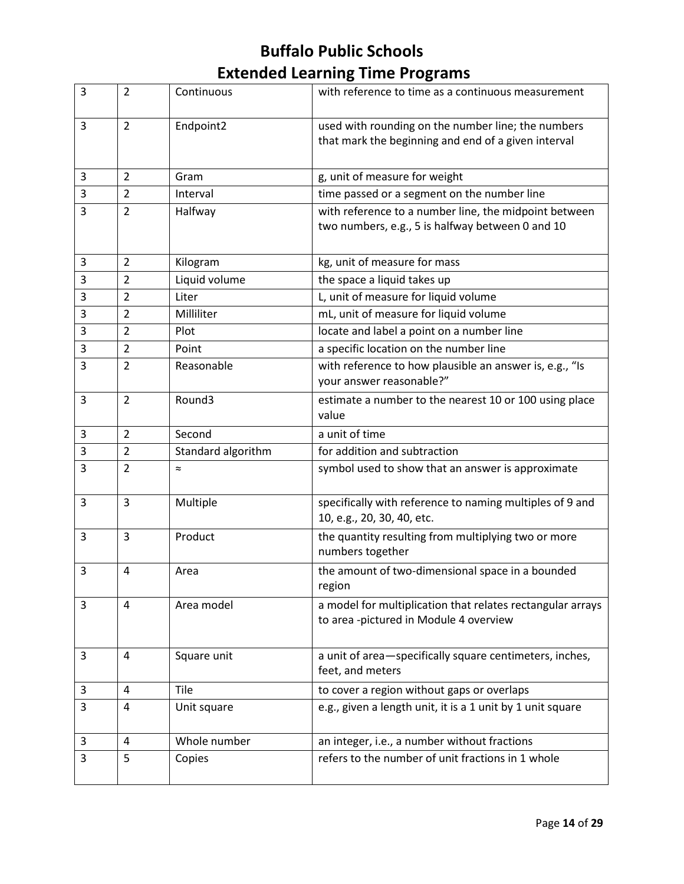# Buffalo Public Schools
# Extended Learning Time Programs

| | | | |
|---|---|---|---|
| 3 | 2 | Continuous | with reference to time as a continuous measurement |
| 3 | 2 | Endpoint2 | used with rounding on the number line; the numbers that mark the beginning and end of a given interval |
| 3 | 2 | Gram | g, unit of measure for weight |
| 3 | 2 | Interval | time passed or a segment on the number line |
| 3 | 2 | Halfway | with reference to a number line, the midpoint between two numbers, e.g., 5 is halfway between 0 and 10 |
| 3 | 2 | Kilogram | kg, unit of measure for mass |
| 3 | 2 | Liquid volume | the space a liquid takes up |
| 3 | 2 | Liter | L, unit of measure for liquid volume |
| 3 | 2 | Milliliter | mL, unit of measure for liquid volume |
| 3 | 2 | Plot | locate and label a point on a number line |
| 3 | 2 | Point | a specific location on the number line |
| 3 | 2 | Reasonable | with reference to how plausible an answer is, e.g., "Is your answer reasonable?" |
| 3 | 2 | Round3 | estimate a number to the nearest 10 or 100 using place value |
| 3 | 2 | Second | a unit of time |
| 3 | 2 | Standard algorithm | for addition and subtraction |
| 3 | 2 | ≈ | symbol used to show that an answer is approximate |
| 3 | 3 | Multiple | specifically with reference to naming multiples of 9 and 10, e.g., 20, 30, 40, etc. |
| 3 | 3 | Product | the quantity resulting from multiplying two or more numbers together |
| 3 | 4 | Area | the amount of two-dimensional space in a bounded region |
| 3 | 4 | Area model | a model for multiplication that relates rectangular arrays to area -pictured in Module 4 overview |
| 3 | 4 | Square unit | a unit of area—specifically square centimeters, inches, feet, and meters |
| 3 | 4 | Tile | to cover a region without gaps or overlaps |
| 3 | 4 | Unit square | e.g., given a length unit, it is a 1 unit by 1 unit square |
| 3 | 4 | Whole number | an integer, i.e., a number without fractions |
| 3 | 5 | Copies | refers to the number of unit fractions in 1 whole |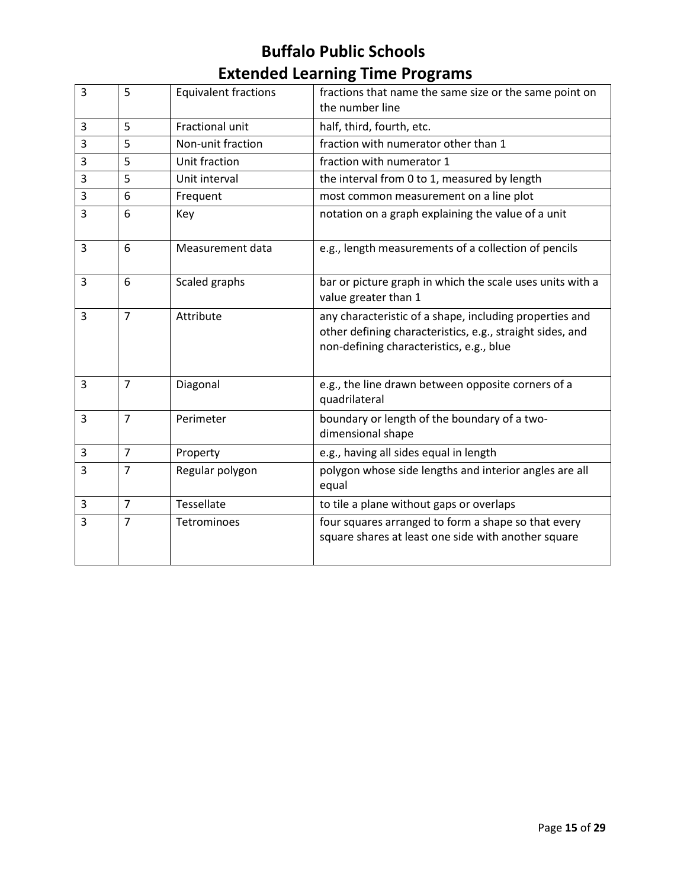# Buffalo Public Schools
# Extended Learning Time Programs

| | | | |
|---|---|---|---|
| 3 | 5 | Equivalent fractions | fractions that name the same size or the same point on the number line |
| 3 | 5 | Fractional unit | half, third, fourth, etc. |
| 3 | 5 | Non-unit fraction | fraction with numerator other than 1 |
| 3 | 5 | Unit fraction | fraction with numerator 1 |
| 3 | 5 | Unit interval | the interval from 0 to 1, measured by length |
| 3 | 6 | Frequent | most common measurement on a line plot |
| 3 | 6 | Key | notation on a graph explaining the value of a unit |
| 3 | 6 | Measurement data | e.g., length measurements of a collection of pencils |
| 3 | 6 | Scaled graphs | bar or picture graph in which the scale uses units with a value greater than 1 |
| 3 | 7 | Attribute | any characteristic of a shape, including properties and other defining characteristics, e.g., straight sides, and non-defining characteristics, e.g., blue |
| 3 | 7 | Diagonal | e.g., the line drawn between opposite corners of a quadrilateral |
| 3 | 7 | Perimeter | boundary or length of the boundary of a two-dimensional shape |
| 3 | 7 | Property | e.g., having all sides equal in length |
| 3 | 7 | Regular polygon | polygon whose side lengths and interior angles are all equal |
| 3 | 7 | Tessellate | to tile a plane without gaps or overlaps |
| 3 | 7 | Tetrominoes | four squares arranged to form a shape so that every square shares at least one side with another square |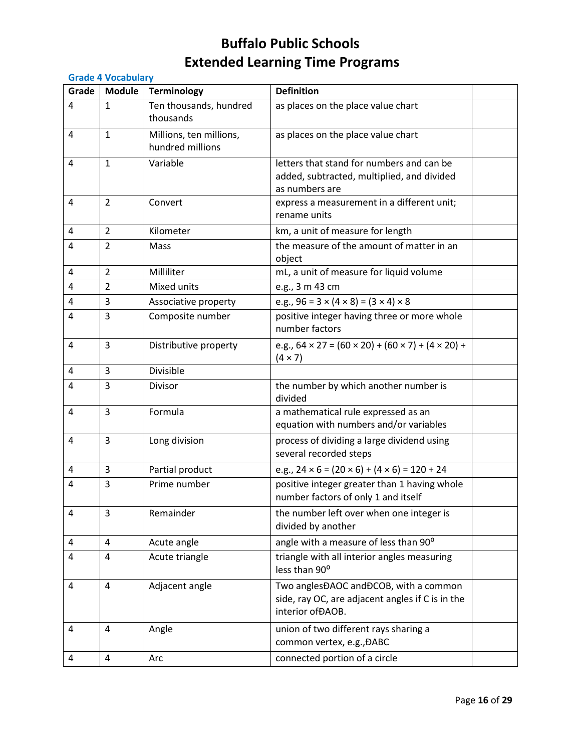# Buffalo Public Schools
# Extended Learning Time Programs

### Grade 4 Vocabulary

| Grade | Module | Terminology | Definition | |
|---|---|---|---|---|
| 4 | 1 | Ten thousands, hundred thousands | as places on the place value chart | |
| 4 | 1 | Millions, ten millions, hundred millions | as places on the place value chart | |
| 4 | 1 | Variable | letters that stand for numbers and can be added, subtracted, multiplied, and divided as numbers are | |
| 4 | 2 | Convert | express a measurement in a different unit; rename units | |
| 4 | 2 | Kilometer | km, a unit of measure for length | |
| 4 | 2 | Mass | the measure of the amount of matter in an object | |
| 4 | 2 | Milliliter | mL, a unit of measure for liquid volume | |
| 4 | 2 | Mixed units | e.g., 3 m 43 cm | |
| 4 | 3 | Associative property | e.g., $96 = 3 \times (4 \times 8) = (3 \times 4) \times 8$ | |
| 4 | 3 | Composite number | positive integer having three or more whole number factors | |
| 4 | 3 | Distributive property | e.g., $64 \times 27 = (60 \times 20) + (60 \times 7) + (4 \times 20) + (4 \times 7)$ | |
| 4 | 3 | Divisible | | |
| 4 | 3 | Divisor | the number by which another number is divided | |
| 4 | 3 | Formula | a mathematical rule expressed as an equation with numbers and/or variables | |
| 4 | 3 | Long division | process of dividing a large dividend using several recorded steps | |
| 4 | 3 | Partial product | e.g., $24 \times 6 = (20 \times 6) + (4 \times 6) = 120 + 24$ | |
| 4 | 3 | Prime number | positive integer greater than 1 having whole number factors of only 1 and itself | |
| 4 | 3 | Remainder | the number left over when one integer is divided by another | |
| 4 | 4 | Acute angle | angle with a measure of less than 90º | |
| 4 | 4 | Acute triangle | triangle with all interior angles measuring less than 90º | |
| 4 | 4 | Adjacent angle | Two anglesÐAOC andÐCOB, with a common side, ray OC, are adjacent angles if C is in the interior ofÐAOB. | |
| 4 | 4 | Angle | union of two different rays sharing a common vertex, e.g.,ÐABC | |
| 4 | 4 | Arc | connected portion of a circle | |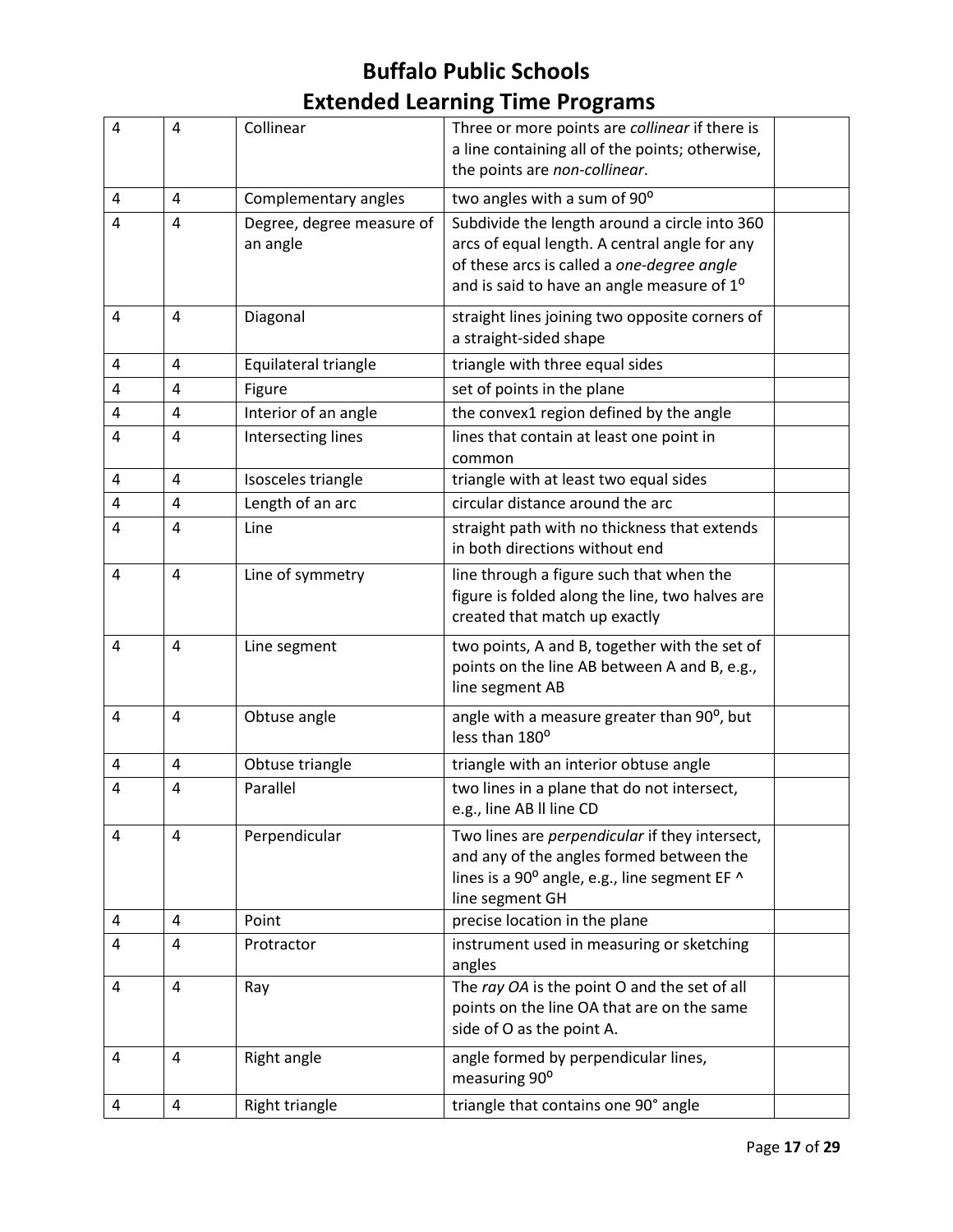# Buffalo Public Schools
# Extended Learning Time Programs

| | | | | |
|---|---|---|---|---|
| 4 | 4 | Collinear | Three or more points are *collinear* if there is a line containing all of the points; otherwise, the points are *non-collinear*. | |
| 4 | 4 | Complementary angles | two angles with a sum of $90^o$ | |
| 4 | 4 | Degree, degree measure of an angle | Subdivide the length around a circle into 360 arcs of equal length. A central angle for any of these arcs is called a *one-degree angle* and is said to have an angle measure of $1^o$ | |
| 4 | 4 | Diagonal | straight lines joining two opposite corners of a straight-sided shape | |
| 4 | 4 | Equilateral triangle | triangle with three equal sides | |
| 4 | 4 | Figure | set of points in the plane | |
| 4 | 4 | Interior of an angle | the convex1 region defined by the angle | |
| 4 | 4 | Intersecting lines | lines that contain at least one point in common | |
| 4 | 4 | Isosceles triangle | triangle with at least two equal sides | |
| 4 | 4 | Length of an arc | circular distance around the arc | |
| 4 | 4 | Line | straight path with no thickness that extends in both directions without end | |
| 4 | 4 | Line of symmetry | line through a figure such that when the figure is folded along the line, two halves are created that match up exactly | |
| 4 | 4 | Line segment | two points, A and B, together with the set of points on the line AB between A and B, e.g., line segment AB | |
| 4 | 4 | Obtuse angle | angle with a measure greater than $90^o$, but less than $180^o$ | |
| 4 | 4 | Obtuse triangle | triangle with an interior obtuse angle | |
| 4 | 4 | Parallel | two lines in a plane that do not intersect, e.g., line AB ll line CD | |
| 4 | 4 | Perpendicular | Two lines are *perpendicular* if they intersect, and any of the angles formed between the lines is a $90^o$ angle, e.g., line segment EF ^ line segment GH | |
| 4 | 4 | Point | precise location in the plane | |
| 4 | 4 | Protractor | instrument used in measuring or sketching angles | |
| 4 | 4 | Ray | The *ray OA* is the point O and the set of all points on the line OA that are on the same side of O as the point A. | |
| 4 | 4 | Right angle | angle formed by perpendicular lines, measuring $90^o$ | |
| 4 | 4 | Right triangle | triangle that contains one 90° angle | |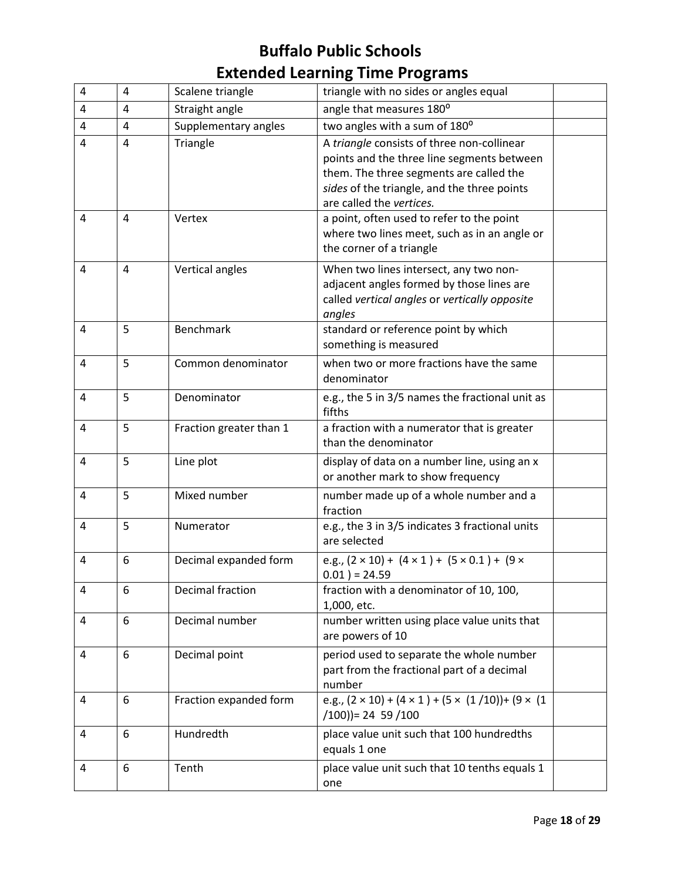# Buffalo Public Schools
# Extended Learning Time Programs

| | | | | |
|---|---|---|---|---|
| 4 | 4 | Scalene triangle | triangle with no sides or angles equal | |
| 4 | 4 | Straight angle | angle that measures $180^o$ | |
| 4 | 4 | Supplementary angles | two angles with a sum of $180^o$ | |
| 4 | 4 | Triangle | A *triangle* consists of three non-collinear points and the three line segments between them. The three segments are called the *sides* of the triangle, and the three points are called the *vertices.* | |
| 4 | 4 | Vertex | a point, often used to refer to the point where two lines meet, such as in an angle or the corner of a triangle | |
| 4 | 4 | Vertical angles | When two lines intersect, any two non-adjacent angles formed by those lines are called *vertical angles* or *vertically opposite angles* | |
| 4 | 5 | Benchmark | standard or reference point by which something is measured | |
| 4 | 5 | Common denominator | when two or more fractions have the same denominator | |
| 4 | 5 | Denominator | e.g., the 5 in 3/5 names the fractional unit as fifths | |
| 4 | 5 | Fraction greater than 1 | a fraction with a numerator that is greater than the denominator | |
| 4 | 5 | Line plot | display of data on a number line, using an x or another mark to show frequency | |
| 4 | 5 | Mixed number | number made up of a whole number and a fraction | |
| 4 | 5 | Numerator | e.g., the 3 in 3/5 indicates 3 fractional units are selected | |
| 4 | 6 | Decimal expanded form | e.g., $(2 \times 10) + (4 \times 1) + (5 \times 0.1) + (9 \times 0.01) = 24.59$ | |
| 4 | 6 | Decimal fraction | fraction with a denominator of 10, 100, 1,000, etc. | |
| 4 | 6 | Decimal number | number written using place value units that are powers of 10 | |
| 4 | 6 | Decimal point | period used to separate the whole number part from the fractional part of a decimal number | |
| 4 | 6 | Fraction expanded form | e.g., $(2 \times 10) + (4 \times 1) + (5 \times (1/10)) + (9 \times (1/100)) = 24\ 59/100$ | |
| 4 | 6 | Hundredth | place value unit such that 100 hundredths equals 1 one | |
| 4 | 6 | Tenth | place value unit such that 10 tenths equals 1 one | |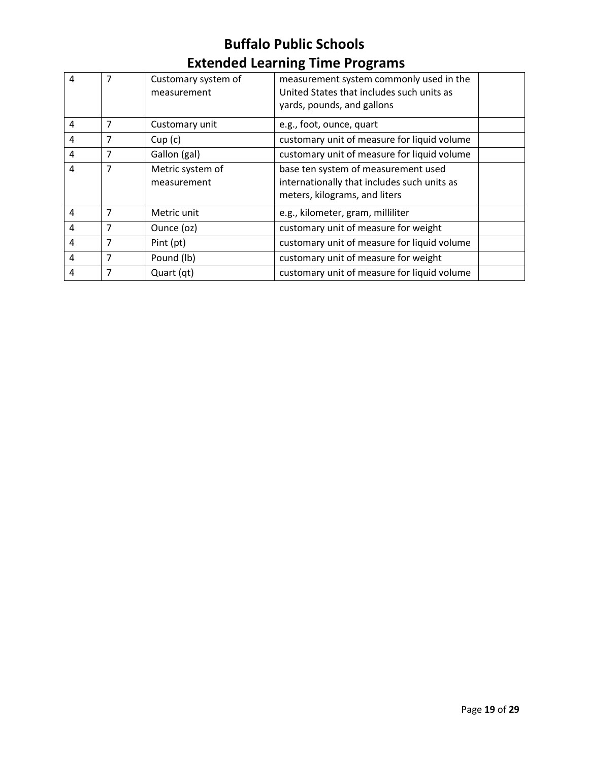| | | | | |
|---|---|---|---|---|
| 4 | 7 | Customary system of measurement | measurement system commonly used in the United States that includes such units as yards, pounds, and gallons | |
| 4 | 7 | Customary unit | e.g., foot, ounce, quart | |
| 4 | 7 | Cup (c) | customary unit of measure for liquid volume | |
| 4 | 7 | Gallon (gal) | customary unit of measure for liquid volume | |
| 4 | 7 | Metric system of measurement | base ten system of measurement used internationally that includes such units as meters, kilograms, and liters | |
| 4 | 7 | Metric unit | e.g., kilometer, gram, milliliter | |
| 4 | 7 | Ounce (oz) | customary unit of measure for weight | |
| 4 | 7 | Pint (pt) | customary unit of measure for liquid volume | |
| 4 | 7 | Pound (lb) | customary unit of measure for weight | |
| 4 | 7 | Quart (qt) | customary unit of measure for liquid volume | |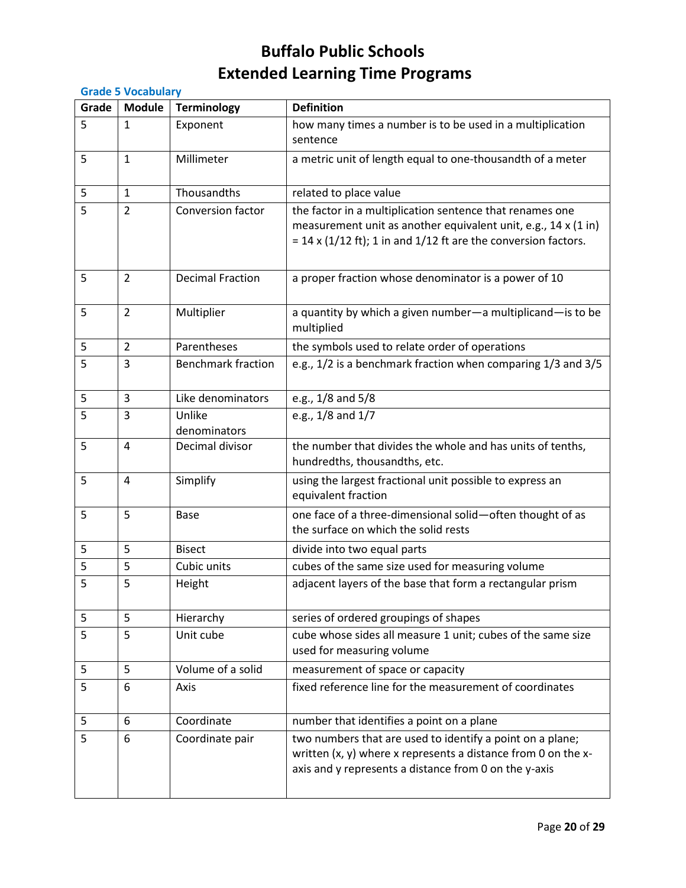# Buffalo Public Schools
# Extended Learning Time Programs

### Grade 5 Vocabulary

| Grade | Module | Terminology | Definition |
|---|---|---|---|
| 5 | 1 | Exponent | how many times a number is to be used in a multiplication sentence |
| 5 | 1 | Millimeter | a metric unit of length equal to one-thousandth of a meter |
| 5 | 1 | Thousandths | related to place value |
| 5 | 2 | Conversion factor | the factor in a multiplication sentence that renames one measurement unit as another equivalent unit, e.g., 14 x (1 in) = 14 x (1/12 ft); 1 in and 1/12 ft are the conversion factors. |
| 5 | 2 | Decimal Fraction | a proper fraction whose denominator is a power of 10 |
| 5 | 2 | Multiplier | a quantity by which a given number—a multiplicand—is to be multiplied |
| 5 | 2 | Parentheses | the symbols used to relate order of operations |
| 5 | 3 | Benchmark fraction | e.g., 1/2 is a benchmark fraction when comparing 1/3 and 3/5 |
| 5 | 3 | Like denominators | e.g., 1/8 and 5/8 |
| 5 | 3 | Unlike denominators | e.g., 1/8 and 1/7 |
| 5 | 4 | Decimal divisor | the number that divides the whole and has units of tenths, hundredths, thousandths, etc. |
| 5 | 4 | Simplify | using the largest fractional unit possible to express an equivalent fraction |
| 5 | 5 | Base | one face of a three-dimensional solid—often thought of as the surface on which the solid rests |
| 5 | 5 | Bisect | divide into two equal parts |
| 5 | 5 | Cubic units | cubes of the same size used for measuring volume |
| 5 | 5 | Height | adjacent layers of the base that form a rectangular prism |
| 5 | 5 | Hierarchy | series of ordered groupings of shapes |
| 5 | 5 | Unit cube | cube whose sides all measure 1 unit; cubes of the same size used for measuring volume |
| 5 | 5 | Volume of a solid | measurement of space or capacity |
| 5 | 6 | Axis | fixed reference line for the measurement of coordinates |
| 5 | 6 | Coordinate | number that identifies a point on a plane |
| 5 | 6 | Coordinate pair | two numbers that are used to identify a point on a plane; written (x, y) where x represents a distance from 0 on the x-axis and y represents a distance from 0 on the y-axis |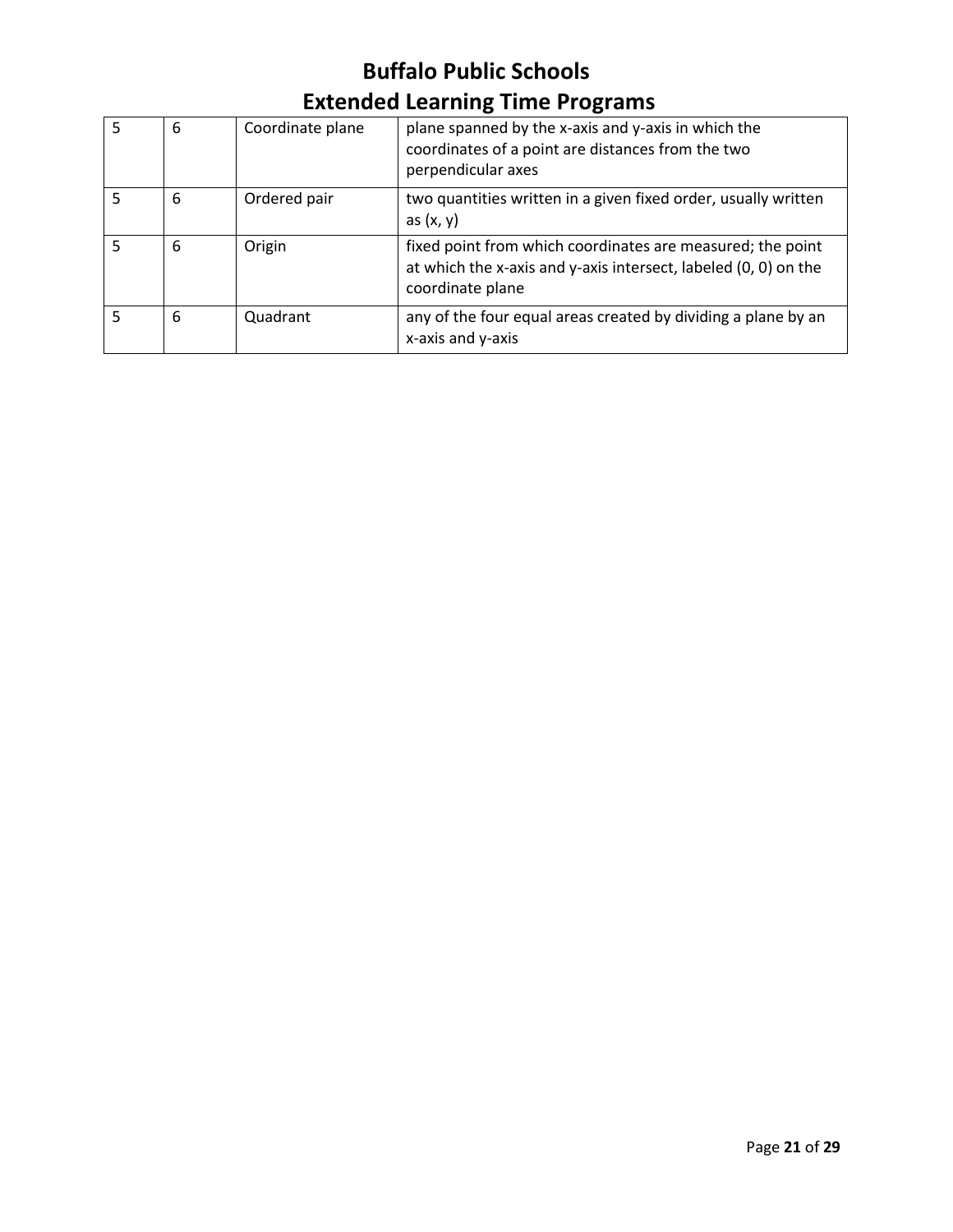| 5 | 6 | Coordinate plane | plane spanned by the x-axis and y-axis in which the coordinates of a point are distances from the two perpendicular axes |
|---|---|---|---|
| 5 | 6 | Ordered pair | two quantities written in a given fixed order, usually written as (x, y) |
| 5 | 6 | Origin | fixed point from which coordinates are measured; the point at which the x-axis and y-axis intersect, labeled (0, 0) on the coordinate plane |
| 5 | 6 | Quadrant | any of the four equal areas created by dividing a plane by an x-axis and y-axis |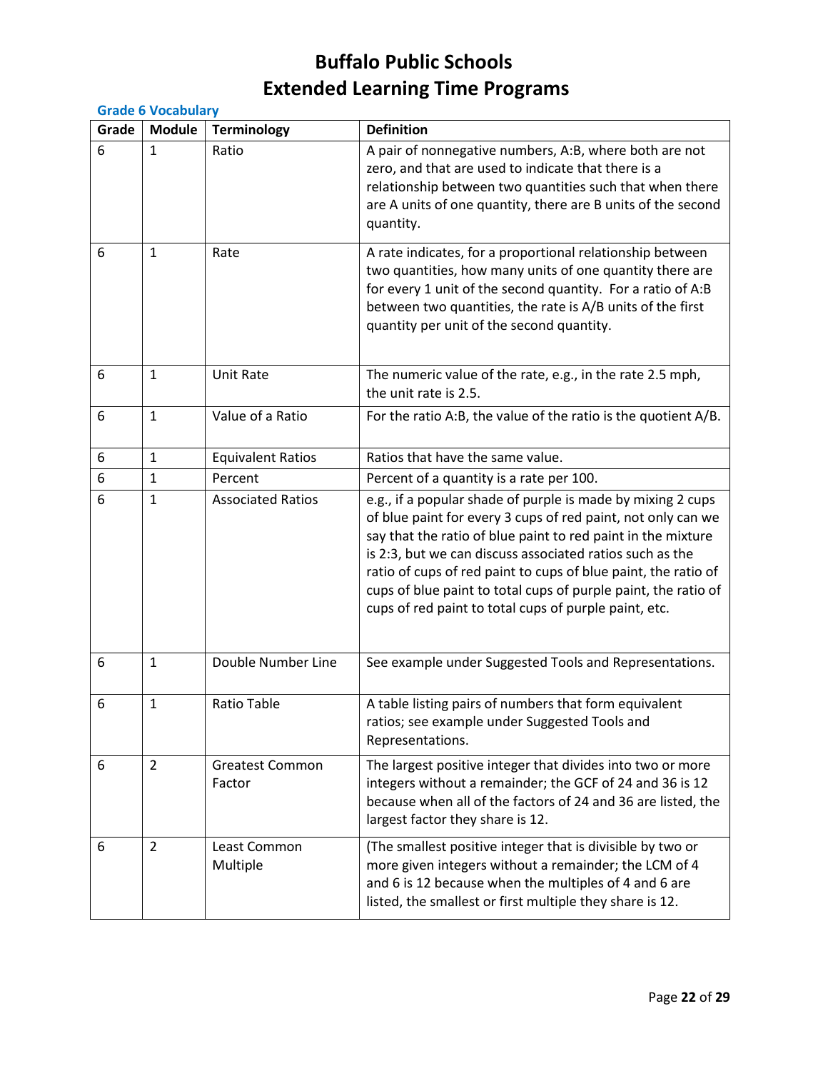# Buffalo Public Schools
# Extended Learning Time Programs

### Grade 6 Vocabulary

| Grade | Module | Terminology | Definition |
|---|---|---|---|
| 6 | 1 | Ratio | A pair of nonnegative numbers, A:B, where both are not zero, and that are used to indicate that there is a relationship between two quantities such that when there are A units of one quantity, there are B units of the second quantity. |
| 6 | 1 | Rate | A rate indicates, for a proportional relationship between two quantities, how many units of one quantity there are for every 1 unit of the second quantity. For a ratio of A:B between two quantities, the rate is A/B units of the first quantity per unit of the second quantity. |
| 6 | 1 | Unit Rate | The numeric value of the rate, e.g., in the rate 2.5 mph, the unit rate is 2.5. |
| 6 | 1 | Value of a Ratio | For the ratio A:B, the value of the ratio is the quotient A/B. |
| 6 | 1 | Equivalent Ratios | Ratios that have the same value. |
| 6 | 1 | Percent | Percent of a quantity is a rate per 100. |
| 6 | 1 | Associated Ratios | e.g., if a popular shade of purple is made by mixing 2 cups of blue paint for every 3 cups of red paint, not only can we say that the ratio of blue paint to red paint in the mixture is 2:3, but we can discuss associated ratios such as the ratio of cups of red paint to cups of blue paint, the ratio of cups of blue paint to total cups of purple paint, the ratio of cups of red paint to total cups of purple paint, etc. |
| 6 | 1 | Double Number Line | See example under Suggested Tools and Representations. |
| 6 | 1 | Ratio Table | A table listing pairs of numbers that form equivalent ratios; see example under Suggested Tools and Representations. |
| 6 | 2 | Greatest Common Factor | The largest positive integer that divides into two or more integers without a remainder; the GCF of 24 and 36 is 12 because when all of the factors of 24 and 36 are listed, the largest factor they share is 12. |
| 6 | 2 | Least Common Multiple | (The smallest positive integer that is divisible by two or more given integers without a remainder; the LCM of 4 and 6 is 12 because when the multiples of 4 and 6 are listed, the smallest or first multiple they share is 12. |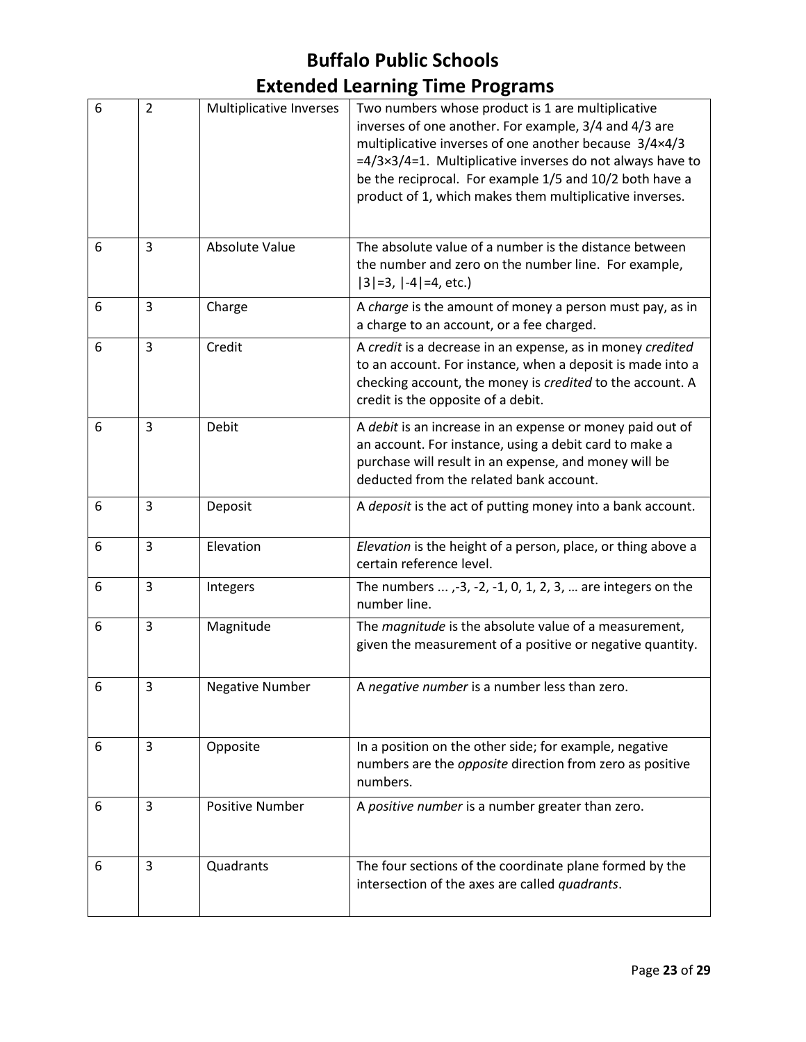| 6 | 2 | Multiplicative Inverses | Two numbers whose product is 1 are multiplicative inverses of one another. For example, 3/4 and 4/3 are multiplicative inverses of one another because 3/4×4/3 =4/3×3/4=1. Multiplicative inverses do not always have to be the reciprocal. For example 1/5 and 10/2 both have a product of 1, which makes them multiplicative inverses. |
|---|---|---|---|
| 6 | 3 | Absolute Value | The absolute value of a number is the distance between the number and zero on the number line. For example, \|3\|=3, \|-4\|=4, etc.) |
| 6 | 3 | Charge | A *charge* is the amount of money a person must pay, as in a charge to an account, or a fee charged. |
| 6 | 3 | Credit | A *credit* is a decrease in an expense, as in money *credited* to an account. For instance, when a deposit is made into a checking account, the money is *credited* to the account. A credit is the opposite of a debit. |
| 6 | 3 | Debit | A *debit* is an increase in an expense or money paid out of an account. For instance, using a debit card to make a purchase will result in an expense, and money will be deducted from the related bank account. |
| 6 | 3 | Deposit | A *deposit* is the act of putting money into a bank account. |
| 6 | 3 | Elevation | *Elevation* is the height of a person, place, or thing above a certain reference level. |
| 6 | 3 | Integers | The numbers ... ,-3, -2, -1, 0, 1, 2, 3, … are integers on the number line. |
| 6 | 3 | Magnitude | The *magnitude* is the absolute value of a measurement, given the measurement of a positive or negative quantity. |
| 6 | 3 | Negative Number | A *negative number* is a number less than zero. |
| 6 | 3 | Opposite | In a position on the other side; for example, negative numbers are the *opposite* direction from zero as positive numbers. |
| 6 | 3 | Positive Number | A *positive number* is a number greater than zero. |
| 6 | 3 | Quadrants | The four sections of the coordinate plane formed by the intersection of the axes are called *quadrants*. |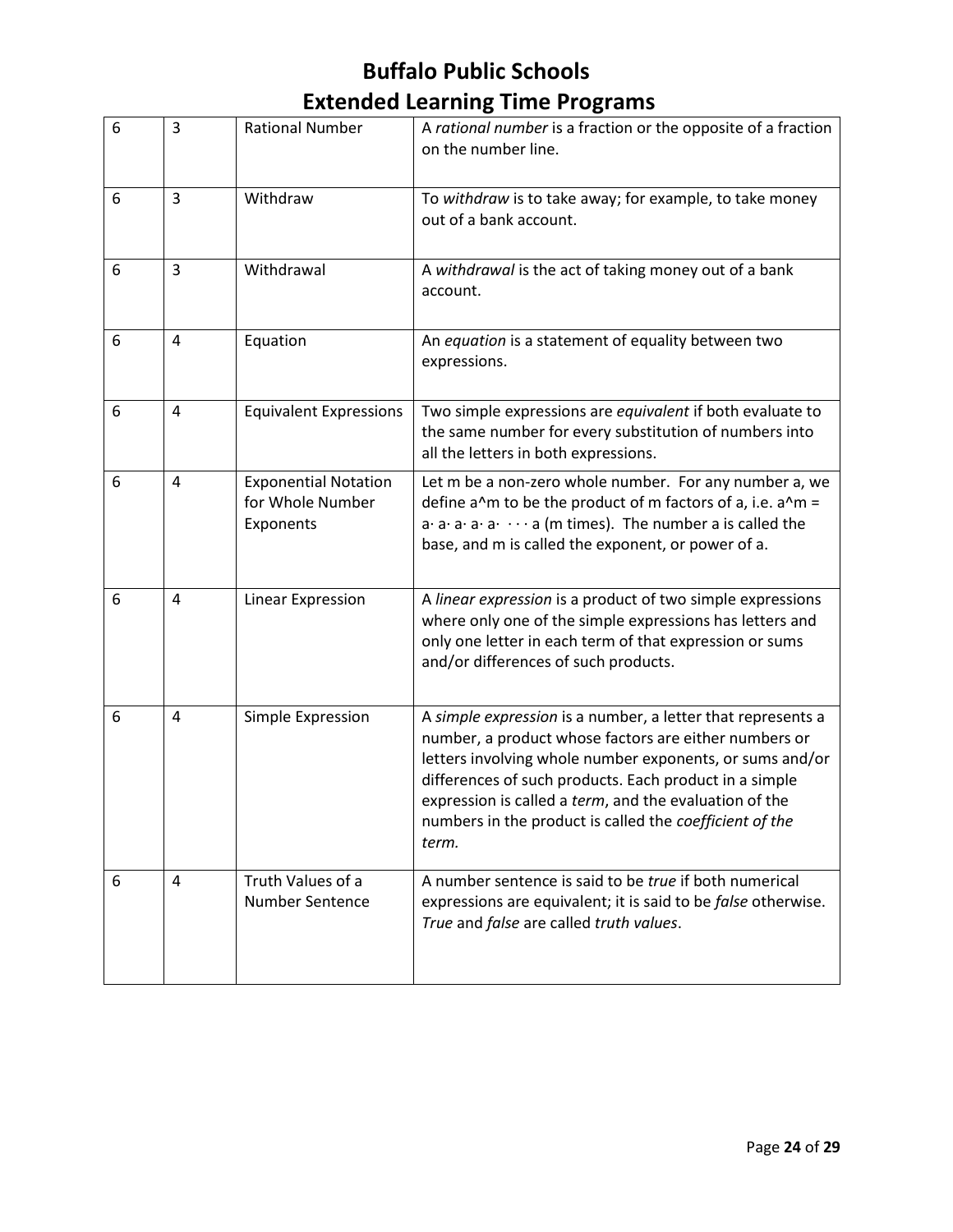# Buffalo Public Schools
# Extended Learning Time Programs

| | | | |
|---|---|---|---|
| 6 | 3 | Rational Number | A *rational number* is a fraction or the opposite of a fraction on the number line. |
| 6 | 3 | Withdraw | To *withdraw* is to take away; for example, to take money out of a bank account. |
| 6 | 3 | Withdrawal | A *withdrawal* is the act of taking money out of a bank account. |
| 6 | 4 | Equation | An *equation* is a statement of equality between two expressions. |
| 6 | 4 | Equivalent Expressions | Two simple expressions are *equivalent* if both evaluate to the same number for every substitution of numbers into all the letters in both expressions. |
| 6 | 4 | Exponential Notation for Whole Number Exponents | Let m be a non-zero whole number. For any number a, we define $a^m$ to be the product of m factors of a, i.e. $a^m = a \cdot a \cdot a \cdot a \cdot \cdots a$ (m times). The number a is called the base, and m is called the exponent, or power of a. |
| 6 | 4 | Linear Expression | A *linear expression* is a product of two simple expressions where only one of the simple expressions has letters and only one letter in each term of that expression or sums and/or differences of such products. |
| 6 | 4 | Simple Expression | A *simple expression* is a number, a letter that represents a number, a product whose factors are either numbers or letters involving whole number exponents, or sums and/or differences of such products. Each product in a simple expression is called a *term*, and the evaluation of the numbers in the product is called the *coefficient of the term.* |
| 6 | 4 | Truth Values of a Number Sentence | A number sentence is said to be *true* if both numerical expressions are equivalent; it is said to be *false* otherwise. *True* and *false* are called *truth values*. |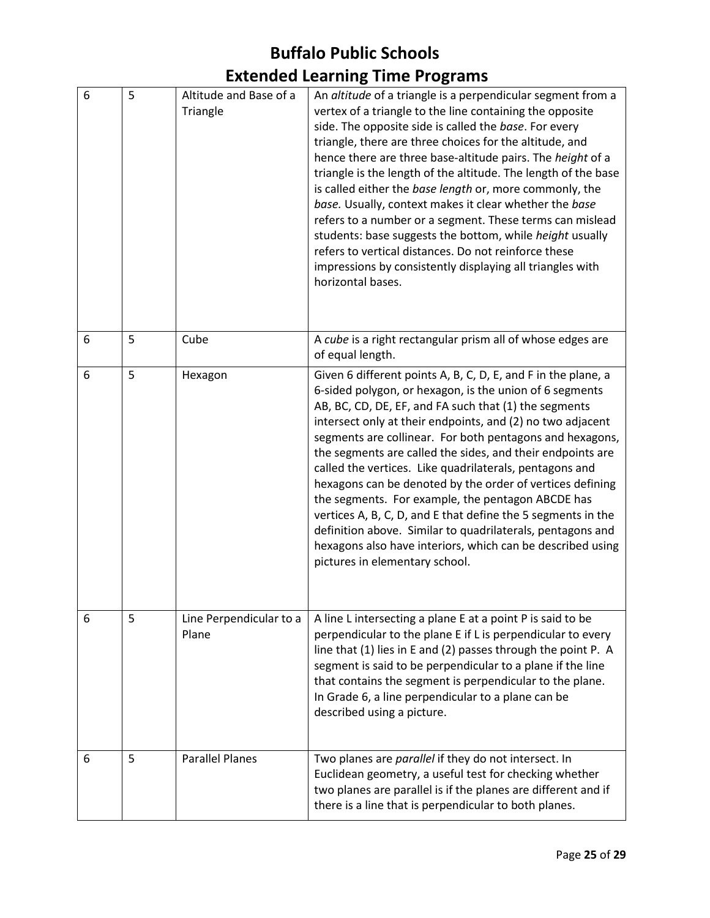# Buffalo Public Schools
# Extended Learning Time Programs

| | | | |
|---|---|---|---|
| 6 | 5 | Altitude and Base of a Triangle | An *altitude* of a triangle is a perpendicular segment from a vertex of a triangle to the line containing the opposite side. The opposite side is called the *base*. For every triangle, there are three choices for the altitude, and hence there are three base-altitude pairs. The *height* of a triangle is the length of the altitude. The length of the base is called either the *base length* or, more commonly, the *base.* Usually, context makes it clear whether the *base* refers to a number or a segment. These terms can mislead students: base suggests the bottom, while *height* usually refers to vertical distances. Do not reinforce these impressions by consistently displaying all triangles with horizontal bases. |
| 6 | 5 | Cube | A *cube* is a right rectangular prism all of whose edges are of equal length. |
| 6 | 5 | Hexagon | Given 6 different points A, B, C, D, E, and F in the plane, a 6-sided polygon, or hexagon, is the union of 6 segments AB, BC, CD, DE, EF, and FA such that (1) the segments intersect only at their endpoints, and (2) no two adjacent segments are collinear. For both pentagons and hexagons, the segments are called the sides, and their endpoints are called the vertices. Like quadrilaterals, pentagons and hexagons can be denoted by the order of vertices defining the segments. For example, the pentagon ABCDE has vertices A, B, C, D, and E that define the 5 segments in the definition above. Similar to quadrilaterals, pentagons and hexagons also have interiors, which can be described using pictures in elementary school. |
| 6 | 5 | Line Perpendicular to a Plane | A line L intersecting a plane E at a point P is said to be perpendicular to the plane E if L is perpendicular to every line that (1) lies in E and (2) passes through the point P. A segment is said to be perpendicular to a plane if the line that contains the segment is perpendicular to the plane. In Grade 6, a line perpendicular to a plane can be described using a picture. |
| 6 | 5 | Parallel Planes | Two planes are *parallel* if they do not intersect. In Euclidean geometry, a useful test for checking whether two planes are parallel is if the planes are different and if there is a line that is perpendicular to both planes. |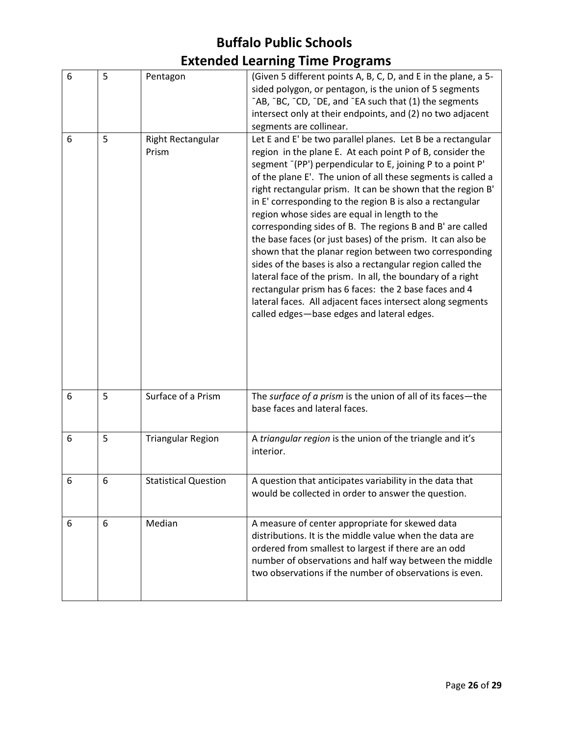# Buffalo Public Schools
# Extended Learning Time Programs

| | | | |
|---|---|---|---|
| 6 | 5 | Pentagon | (Given 5 different points A, B, C, D, and E in the plane, a 5-sided polygon, or pentagon, is the union of 5 segments ¯AB, ¯BC, ¯CD, ¯DE, and ¯EA such that (1) the segments intersect only at their endpoints, and (2) no two adjacent segments are collinear. |
| 6 | 5 | Right Rectangular Prism | Let E and E' be two parallel planes. Let B be a rectangular region in the plane E. At each point P of B, consider the segment ¯(PP') perpendicular to E, joining P to a point P' of the plane E'. The union of all these segments is called a right rectangular prism. It can be shown that the region B' in E' corresponding to the region B is also a rectangular region whose sides are equal in length to the corresponding sides of B. The regions B and B' are called the base faces (or just bases) of the prism. It can also be shown that the planar region between two corresponding sides of the bases is also a rectangular region called the lateral face of the prism. In all, the boundary of a right rectangular prism has 6 faces: the 2 base faces and 4 lateral faces. All adjacent faces intersect along segments called edges—base edges and lateral edges. |
| 6 | 5 | Surface of a Prism | The *surface of a prism* is the union of all of its faces—the base faces and lateral faces. |
| 6 | 5 | Triangular Region | A *triangular region* is the union of the triangle and it's interior. |
| 6 | 6 | Statistical Question | A question that anticipates variability in the data that would be collected in order to answer the question. |
| 6 | 6 | Median | A measure of center appropriate for skewed data distributions. It is the middle value when the data are ordered from smallest to largest if there are an odd number of observations and half way between the middle two observations if the number of observations is even. |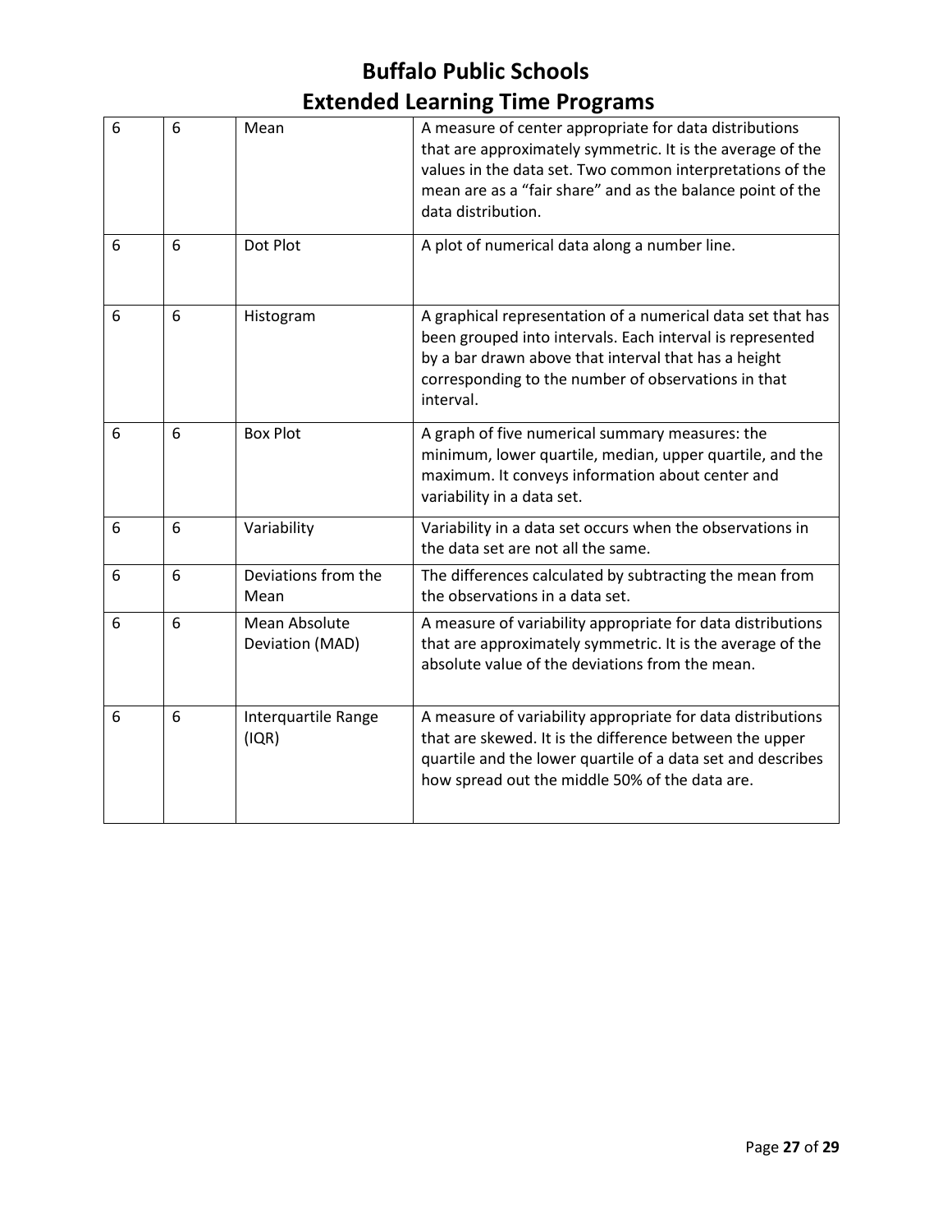| 6 | 6 | Mean | A measure of center appropriate for data distributions that are approximately symmetric. It is the average of the values in the data set. Two common interpretations of the mean are as a “fair share” and as the balance point of the data distribution. |
|---|---|---|---|
| 6 | 6 | Dot Plot | A plot of numerical data along a number line. |
| 6 | 6 | Histogram | A graphical representation of a numerical data set that has been grouped into intervals. Each interval is represented by a bar drawn above that interval that has a height corresponding to the number of observations in that interval. |
| 6 | 6 | Box Plot | A graph of five numerical summary measures: the minimum, lower quartile, median, upper quartile, and the maximum. It conveys information about center and variability in a data set. |
| 6 | 6 | Variability | Variability in a data set occurs when the observations in the data set are not all the same. |
| 6 | 6 | Deviations from the Mean | The differences calculated by subtracting the mean from the observations in a data set. |
| 6 | 6 | Mean Absolute Deviation (MAD) | A measure of variability appropriate for data distributions that are approximately symmetric. It is the average of the absolute value of the deviations from the mean. |
| 6 | 6 | Interquartile Range (IQR) | A measure of variability appropriate for data distributions that are skewed. It is the difference between the upper quartile and the lower quartile of a data set and describes how spread out the middle 50% of the data are. |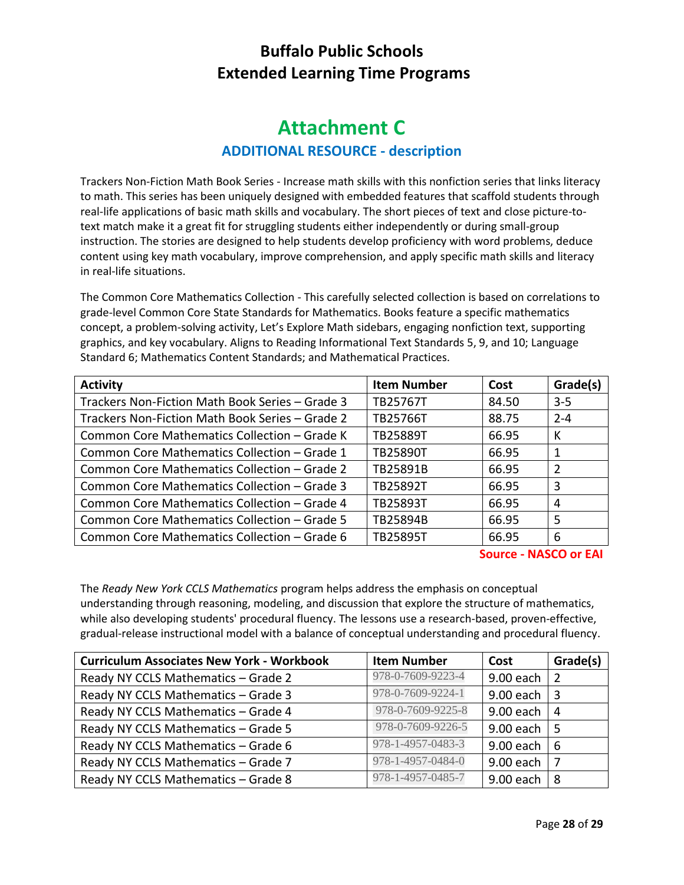# Buffalo Public Schools
# Extended Learning Time Programs

## Attachment C

### ADDITIONAL RESOURCE - description

Trackers Non-Fiction Math Book Series - Increase math skills with this nonfiction series that links literacy to math. This series has been uniquely designed with embedded features that scaffold students through real-life applications of basic math skills and vocabulary. The short pieces of text and close picture-to-text match make it a great fit for struggling students either independently or during small-group instruction. The stories are designed to help students develop proficiency with word problems, deduce content using key math vocabulary, improve comprehension, and apply specific math skills and literacy in real-life situations.

The Common Core Mathematics Collection - This carefully selected collection is based on correlations to grade-level Common Core State Standards for Mathematics. Books feature a specific mathematics concept, a problem-solving activity, Let's Explore Math sidebars, engaging nonfiction text, supporting graphics, and key vocabulary. Aligns to Reading Informational Text Standards 5, 9, and 10; Language Standard 6; Mathematics Content Standards; and Mathematical Practices.

| Activity | Item Number | Cost | Grade(s) |
|---|---|---|---|
| Trackers Non-Fiction Math Book Series – Grade 3 | TB25767T | 84.50 | 3-5 |
| Trackers Non-Fiction Math Book Series – Grade 2 | TB25766T | 88.75 | 2-4 |
| Common Core Mathematics Collection – Grade K | TB25889T | 66.95 | K |
| Common Core Mathematics Collection – Grade 1 | TB25890T | 66.95 | 1 |
| Common Core Mathematics Collection – Grade 2 | TB25891B | 66.95 | 2 |
| Common Core Mathematics Collection – Grade 3 | TB25892T | 66.95 | 3 |
| Common Core Mathematics Collection – Grade 4 | TB25893T | 66.95 | 4 |
| Common Core Mathematics Collection – Grade 5 | TB25894B | 66.95 | 5 |
| Common Core Mathematics Collection – Grade 6 | TB25895T | 66.95 | 6 |

**Source - NASCO or EAI**

The *Ready New York CCLS Mathematics* program helps address the emphasis on conceptual understanding through reasoning, modeling, and discussion that explore the structure of mathematics, while also developing students' procedural fluency. The lessons use a research-based, proven-effective, gradual-release instructional model with a balance of conceptual understanding and procedural fluency.

| Curriculum Associates New York - Workbook | Item Number | Cost | Grade(s) |
|---|---|---|---|
| Ready NY CCLS Mathematics – Grade 2 | 978-0-7609-9223-4 | 9.00 each | 2 |
| Ready NY CCLS Mathematics – Grade 3 | 978-0-7609-9224-1 | 9.00 each | 3 |
| Ready NY CCLS Mathematics – Grade 4 | 978-0-7609-9225-8 | 9.00 each | 4 |
| Ready NY CCLS Mathematics – Grade 5 | 978-0-7609-9226-5 | 9.00 each | 5 |
| Ready NY CCLS Mathematics – Grade 6 | 978-1-4957-0483-3 | 9.00 each | 6 |
| Ready NY CCLS Mathematics – Grade 7 | 978-1-4957-0484-0 | 9.00 each | 7 |
| Ready NY CCLS Mathematics – Grade 8 | 978-1-4957-0485-7 | 9.00 each | 8 |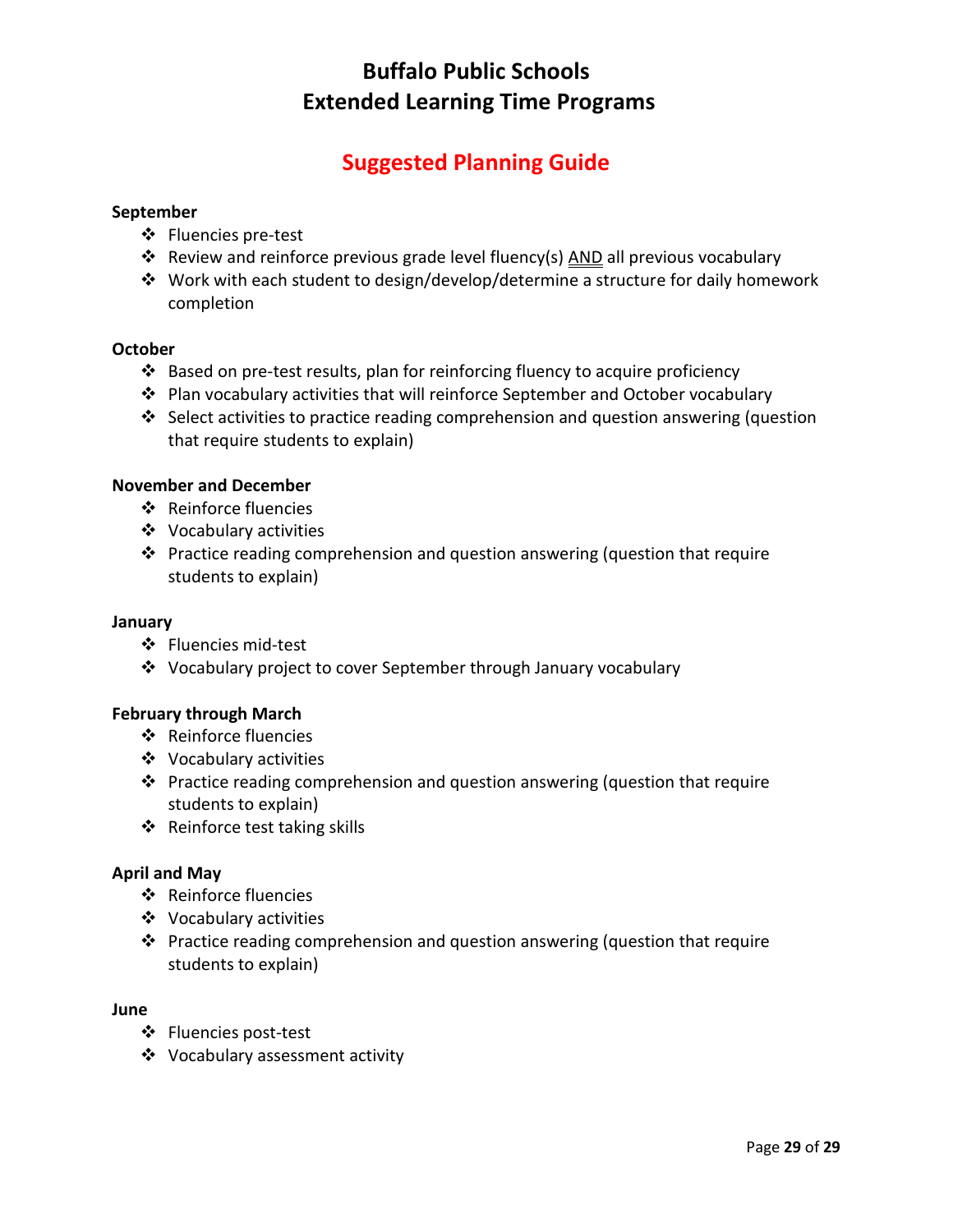# Buffalo Public Schools
# Extended Learning Time Programs

## Suggested Planning Guide

**September**

- Fluencies pre-test
- Review and reinforce previous grade level fluency(s) AND all previous vocabulary
- Work with each student to design/develop/determine a structure for daily homework completion

**October**

- Based on pre-test results, plan for reinforcing fluency to acquire proficiency
- Plan vocabulary activities that will reinforce September and October vocabulary
- Select activities to practice reading comprehension and question answering (question that require students to explain)

**November and December**

- Reinforce fluencies
- Vocabulary activities
- Practice reading comprehension and question answering (question that require students to explain)

**January**

- Fluencies mid-test
- Vocabulary project to cover September through January vocabulary

**February through March**

- Reinforce fluencies
- Vocabulary activities
- Practice reading comprehension and question answering (question that require students to explain)
- Reinforce test taking skills

**April and May**

- Reinforce fluencies
- Vocabulary activities
- Practice reading comprehension and question answering (question that require students to explain)

**June**

- Fluencies post-test
- Vocabulary assessment activity